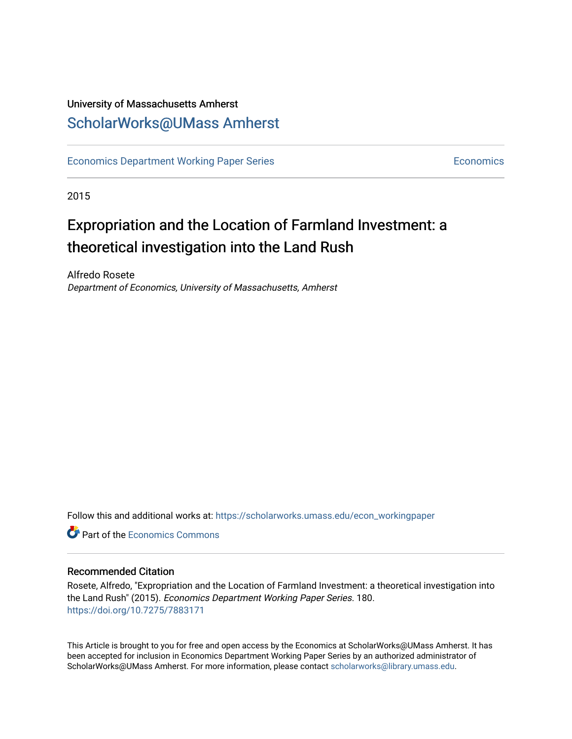University of Massachusetts Amherst

ScholarWorks@UMass Amherst

Economics Department Working Paper Series | Economics

2015

# Expropriation and the Location of Farmland Investment: a theoretical investigation into the Land Rush

Alfredo Rosete
*Department of Economics, University of Massachusetts, Amherst*

Follow this and additional works at: https://scholarworks.umass.edu/econ_workingpaper

Part of the Economics Commons

## Recommended Citation

Rosete, Alfredo, "Expropriation and the Location of Farmland Investment: a theoretical investigation into the Land Rush" (2015). *Economics Department Working Paper Series*. 180.
https://doi.org/10.7275/7883171

This Article is brought to you for free and open access by the Economics at ScholarWorks@UMass Amherst. It has been accepted for inclusion in Economics Department Working Paper Series by an authorized administrator of ScholarWorks@UMass Amherst. For more information, please contact scholarworks@library.umass.edu.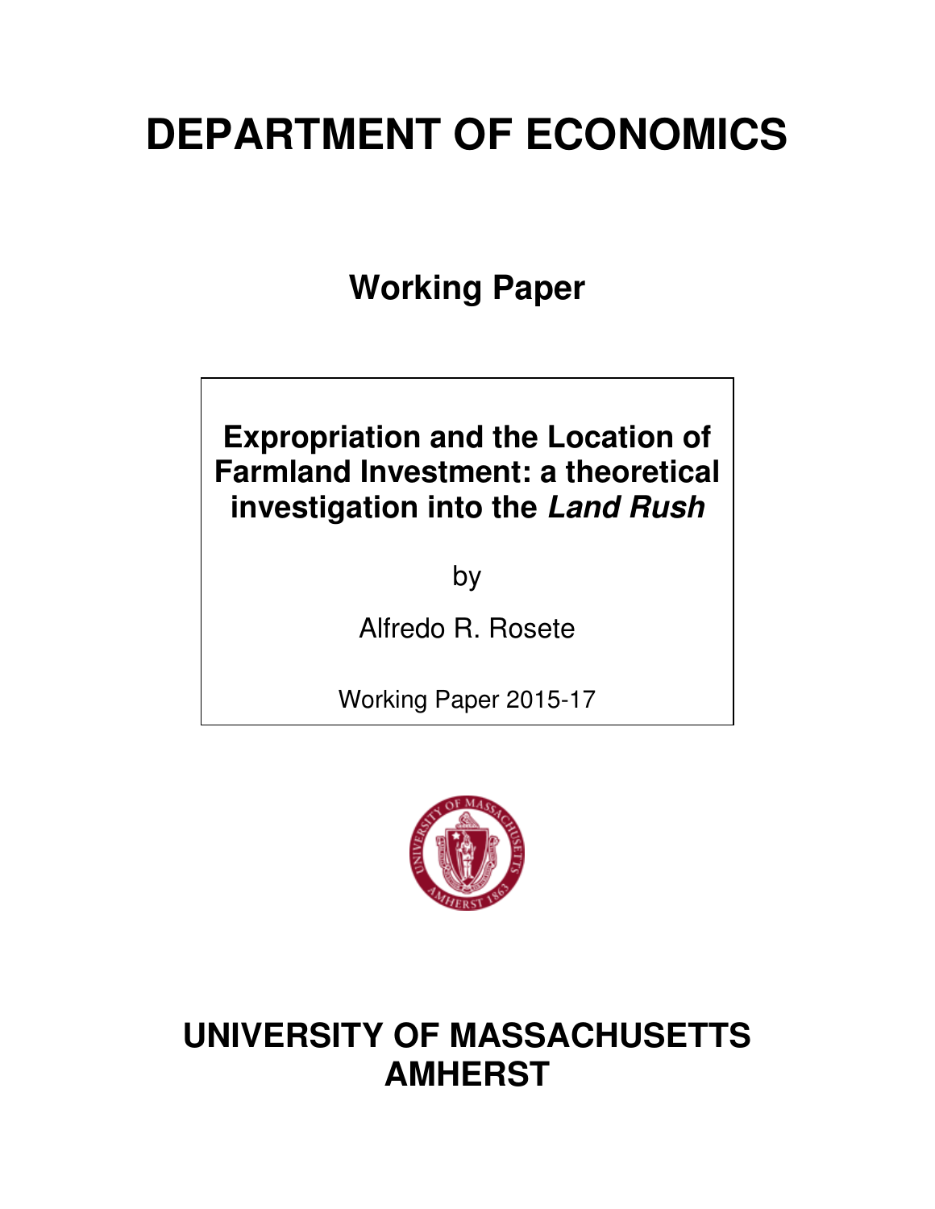# DEPARTMENT OF ECONOMICS

## Working Paper

**Expropriation and the Location of Farmland Investment: a theoretical investigation into the *Land Rush***

by

Alfredo R. Rosete

Working Paper 2015-17

# UNIVERSITY OF MASSACHUSETTS AMHERST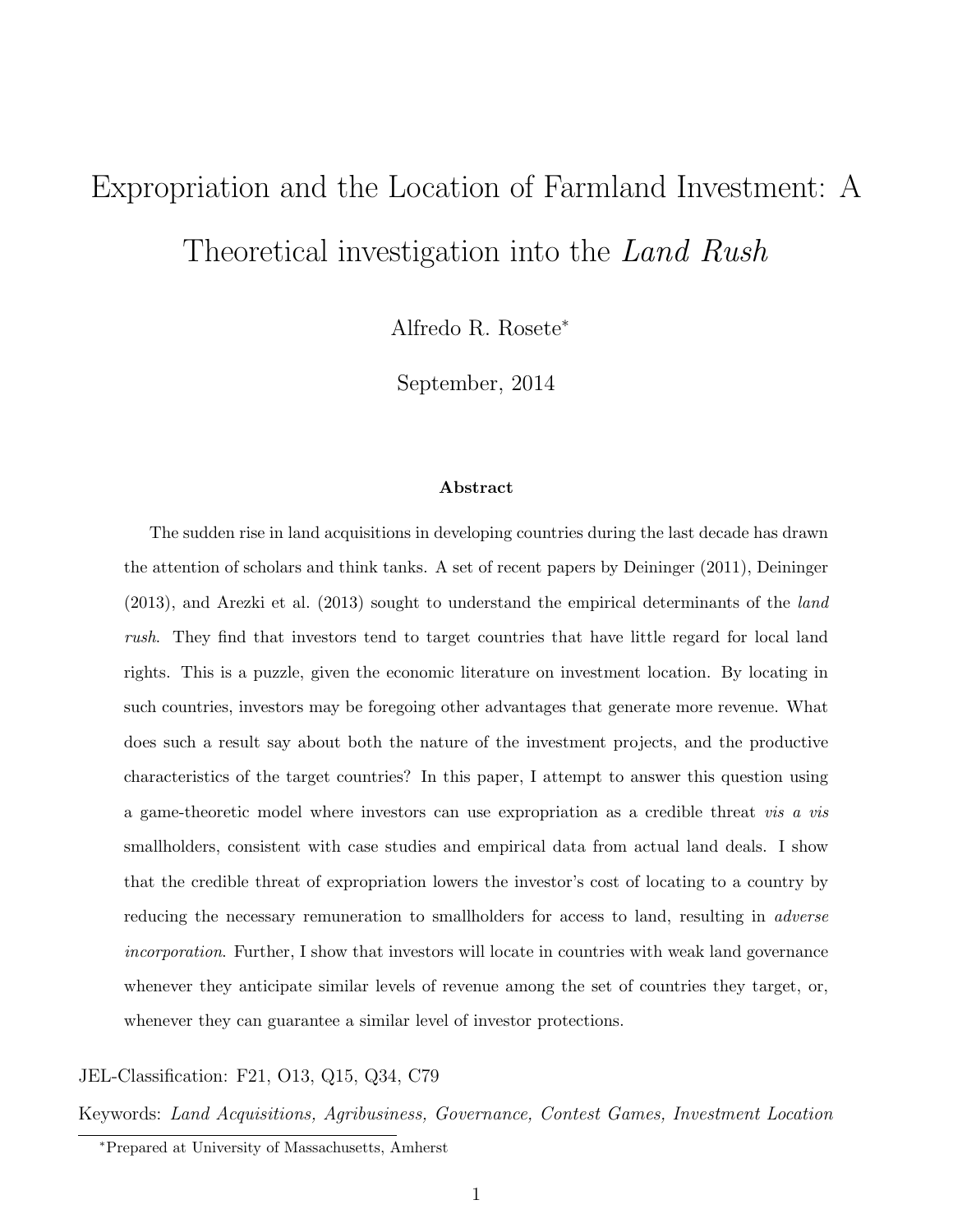# Expropriation and the Location of Farmland Investment: A Theoretical investigation into the *Land Rush*

Alfredo R. Rosete*

September, 2014

**Abstract**

The sudden rise in land acquisitions in developing countries during the last decade has drawn the attention of scholars and think tanks. A set of recent papers by Deininger (2011), Deininger (2013), and Arezki et al. (2013) sought to understand the empirical determinants of the *land rush*. They find that investors tend to target countries that have little regard for local land rights. This is a puzzle, given the economic literature on investment location. By locating in such countries, investors may be foregoing other advantages that generate more revenue. What does such a result say about both the nature of the investment projects, and the productive characteristics of the target countries? In this paper, I attempt to answer this question using a game-theoretic model where investors can use expropriation as a credible threat *vis a vis* smallholders, consistent with case studies and empirical data from actual land deals. I show that the credible threat of expropriation lowers the investor's cost of locating to a country by reducing the necessary remuneration to smallholders for access to land, resulting in *adverse incorporation*. Further, I show that investors will locate in countries with weak land governance whenever they anticipate similar levels of revenue among the set of countries they target, or, whenever they can guarantee a similar level of investor protections.

JEL-Classification: F21, O13, Q15, Q34, C79

Keywords: *Land Acquisitions, Agribusiness, Governance, Contest Games, Investment Location*

*Prepared at University of Massachusetts, Amherst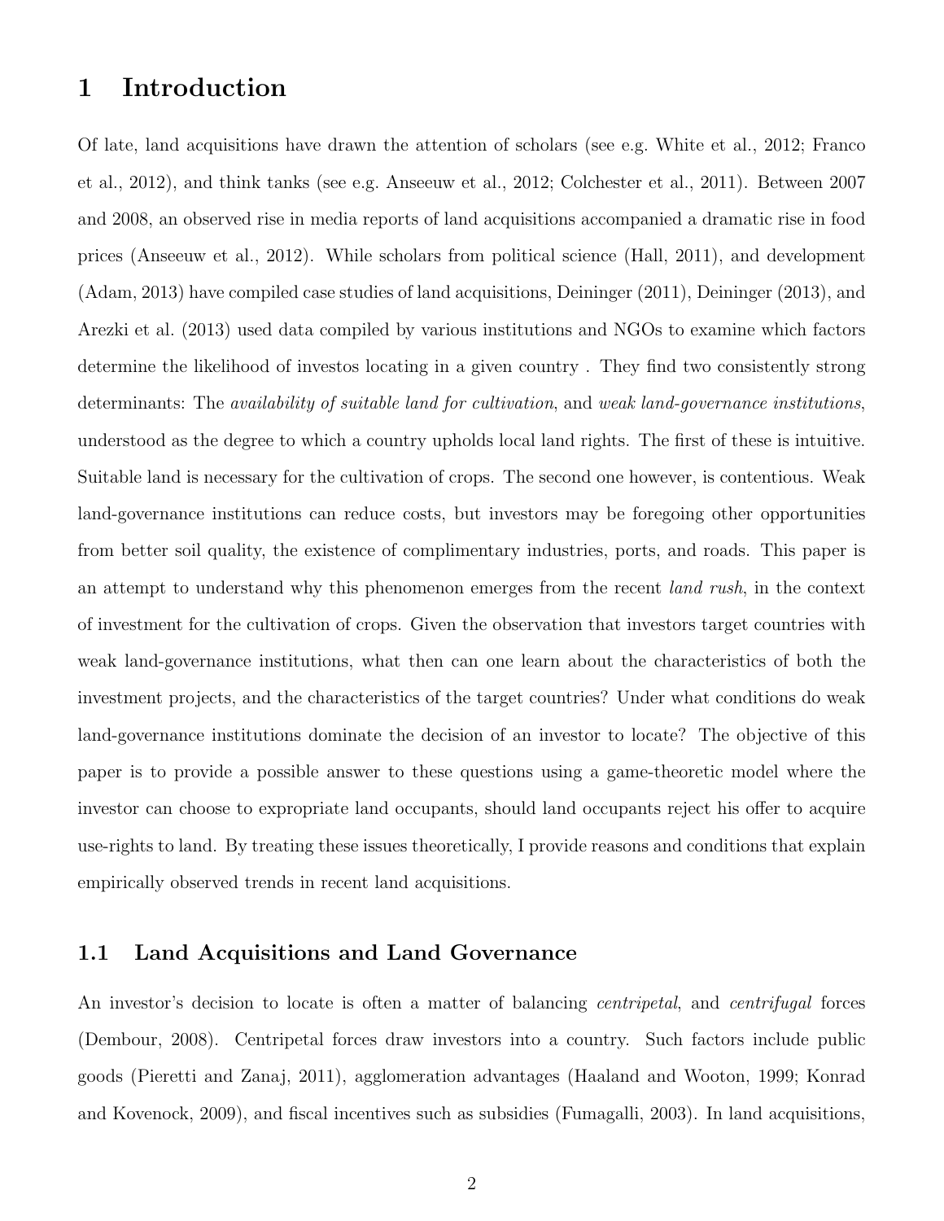# 1 Introduction

Of late, land acquisitions have drawn the attention of scholars (see e.g. White et al., 2012; Franco et al., 2012), and think tanks (see e.g. Anseeuw et al., 2012; Colchester et al., 2011). Between 2007 and 2008, an observed rise in media reports of land acquisitions accompanied a dramatic rise in food prices (Anseeuw et al., 2012). While scholars from political science (Hall, 2011), and development (Adam, 2013) have compiled case studies of land acquisitions, Deininger (2011), Deininger (2013), and Arezki et al. (2013) used data compiled by various institutions and NGOs to examine which factors determine the likelihood of investos locating in a given country . They find two consistently strong determinants: The *availability of suitable land for cultivation*, and *weak land-governance institutions*, understood as the degree to which a country upholds local land rights. The first of these is intuitive. Suitable land is necessary for the cultivation of crops. The second one however, is contentious. Weak land-governance institutions can reduce costs, but investors may be foregoing other opportunities from better soil quality, the existence of complimentary industries, ports, and roads. This paper is an attempt to understand why this phenomenon emerges from the recent *land rush*, in the context of investment for the cultivation of crops. Given the observation that investors target countries with weak land-governance institutions, what then can one learn about the characteristics of both the investment projects, and the characteristics of the target countries? Under what conditions do weak land-governance institutions dominate the decision of an investor to locate? The objective of this paper is to provide a possible answer to these questions using a game-theoretic model where the investor can choose to expropriate land occupants, should land occupants reject his offer to acquire use-rights to land. By treating these issues theoretically, I provide reasons and conditions that explain empirically observed trends in recent land acquisitions.

## 1.1 Land Acquisitions and Land Governance

An investor's decision to locate is often a matter of balancing *centripetal*, and *centrifugal* forces (Dembour, 2008). Centripetal forces draw investors into a country. Such factors include public goods (Pieretti and Zanaj, 2011), agglomeration advantages (Haaland and Wooton, 1999; Konrad and Kovenock, 2009), and fiscal incentives such as subsidies (Fumagalli, 2003). In land acquisitions,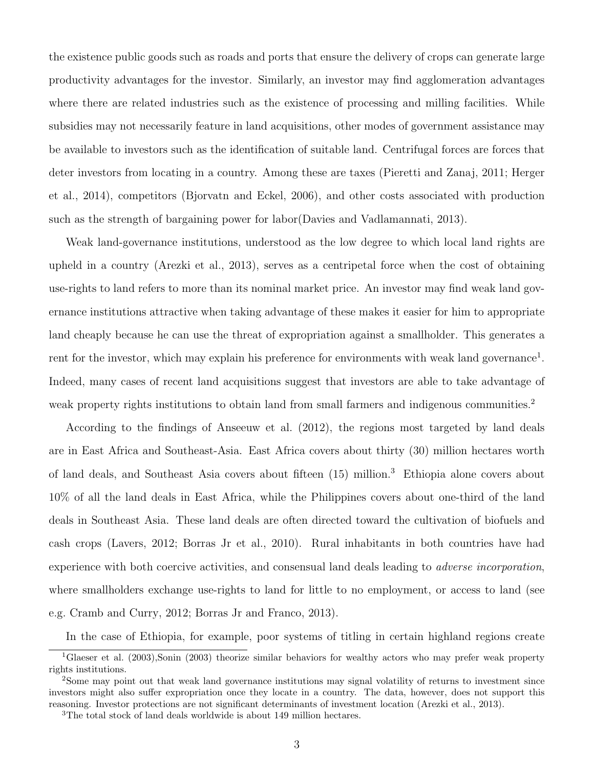the existence public goods such as roads and ports that ensure the delivery of crops can generate large productivity advantages for the investor. Similarly, an investor may find agglomeration advantages where there are related industries such as the existence of processing and milling facilities. While subsidies may not necessarily feature in land acquisitions, other modes of government assistance may be available to investors such as the identification of suitable land. Centrifugal forces are forces that deter investors from locating in a country. Among these are taxes (Pieretti and Zanaj, 2011; Herger et al., 2014), competitors (Bjorvatn and Eckel, 2006), and other costs associated with production such as the strength of bargaining power for labor(Davies and Vadlamannati, 2013).

Weak land-governance institutions, understood as the low degree to which local land rights are upheld in a country (Arezki et al., 2013), serves as a centripetal force when the cost of obtaining use-rights to land refers to more than its nominal market price. An investor may find weak land governance institutions attractive when taking advantage of these makes it easier for him to appropriate land cheaply because he can use the threat of expropriation against a smallholder. This generates a rent for the investor, which may explain his preference for environments with weak land governance[1]. Indeed, many cases of recent land acquisitions suggest that investors are able to take advantage of weak property rights institutions to obtain land from small farmers and indigenous communities.[2]

According to the findings of Anseeuw et al. (2012), the regions most targeted by land deals are in East Africa and Southeast-Asia. East Africa covers about thirty (30) million hectares worth of land deals, and Southeast Asia covers about fifteen (15) million.[3] Ethiopia alone covers about 10% of all the land deals in East Africa, while the Philippines covers about one-third of the land deals in Southeast Asia. These land deals are often directed toward the cultivation of biofuels and cash crops (Lavers, 2012; Borras Jr et al., 2010). Rural inhabitants in both countries have had experience with both coercive activities, and consensual land deals leading to *adverse incorporation*, where smallholders exchange use-rights to land for little to no employment, or access to land (see e.g. Cramb and Curry, 2012; Borras Jr and Franco, 2013).

In the case of Ethiopia, for example, poor systems of titling in certain highland regions create

[1] Glaeser et al. (2003),Sonin (2003) theorize similar behaviors for wealthy actors who may prefer weak property rights institutions.

[2] Some may point out that weak land governance institutions may signal volatility of returns to investment since investors might also suffer expropriation once they locate in a country. The data, however, does not support this reasoning. Investor protections are not significant determinants of investment location (Arezki et al., 2013).

[3] The total stock of land deals worldwide is about 149 million hectares.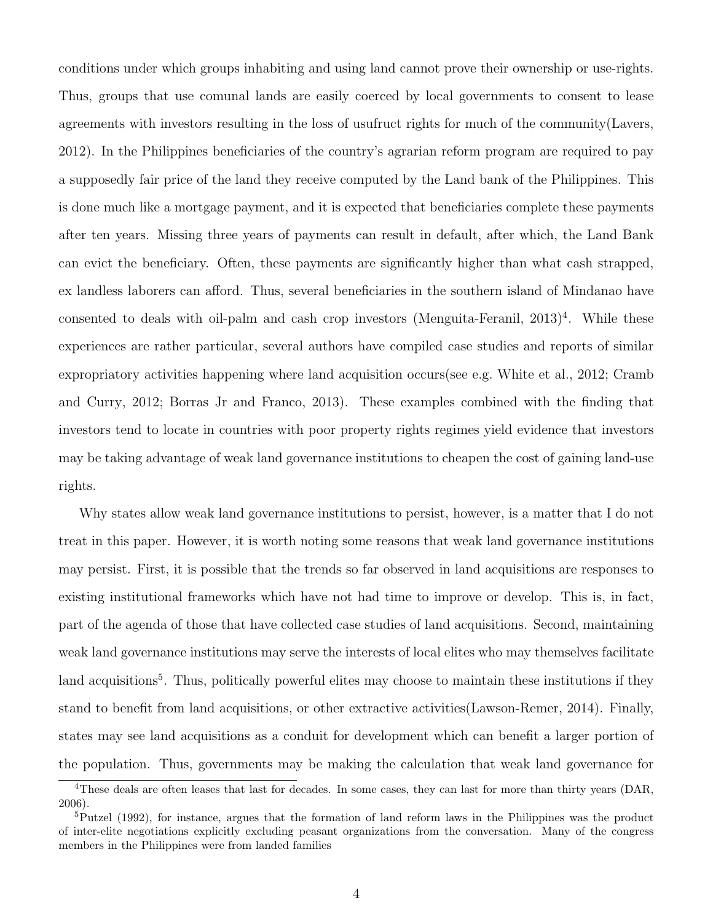conditions under which groups inhabiting and using land cannot prove their ownership or use-rights. Thus, groups that use comunal lands are easily coerced by local governments to consent to lease agreements with investors resulting in the loss of usufruct rights for much of the community(Lavers, 2012). In the Philippines beneficiaries of the country's agrarian reform program are required to pay a supposedly fair price of the land they receive computed by the Land bank of the Philippines. This is done much like a mortgage payment, and it is expected that beneficiaries complete these payments after ten years. Missing three years of payments can result in default, after which, the Land Bank can evict the beneficiary. Often, these payments are significantly higher than what cash strapped, ex landless laborers can afford. Thus, several beneficiaries in the southern island of Mindanao have consented to deals with oil-palm and cash crop investors (Menguita-Feranil, 2013)[4]. While these experiences are rather particular, several authors have compiled case studies and reports of similar expropriatory activities happening where land acquisition occurs(see e.g. White et al., 2012; Cramb and Curry, 2012; Borras Jr and Franco, 2013). These examples combined with the finding that investors tend to locate in countries with poor property rights regimes yield evidence that investors may be taking advantage of weak land governance institutions to cheapen the cost of gaining land-use rights.

Why states allow weak land governance institutions to persist, however, is a matter that I do not treat in this paper. However, it is worth noting some reasons that weak land governance institutions may persist. First, it is possible that the trends so far observed in land acquisitions are responses to existing institutional frameworks which have not had time to improve or develop. This is, in fact, part of the agenda of those that have collected case studies of land acquisitions. Second, maintaining weak land governance institutions may serve the interests of local elites who may themselves facilitate land acquisitions[5]. Thus, politically powerful elites may choose to maintain these institutions if they stand to benefit from land acquisitions, or other extractive activities(Lawson-Remer, 2014). Finally, states may see land acquisitions as a conduit for development which can benefit a larger portion of the population. Thus, governments may be making the calculation that weak land governance for

[4] These deals are often leases that last for decades. In some cases, they can last for more than thirty years (DAR, 2006).

[5] Putzel (1992), for instance, argues that the formation of land reform laws in the Philippines was the product of inter-elite negotiations explicitly excluding peasant organizations from the conversation. Many of the congress members in the Philippines were from landed families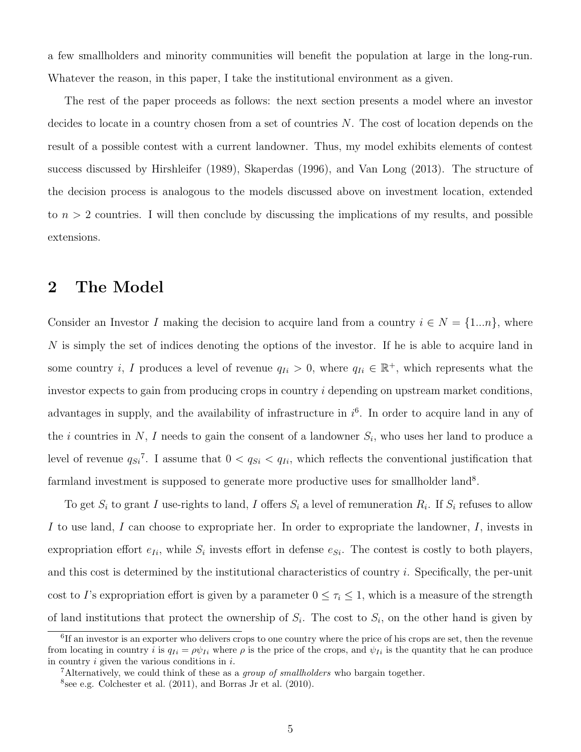a few smallholders and minority communities will benefit the population at large in the long-run. Whatever the reason, in this paper, I take the institutional environment as a given.

The rest of the paper proceeds as follows: the next section presents a model where an investor decides to locate in a country chosen from a set of countries $N$. The cost of location depends on the result of a possible contest with a current landowner. Thus, my model exhibits elements of contest success discussed by Hirshleifer (1989), Skaperdas (1996), and Van Long (2013). The structure of the decision process is analogous to the models discussed above on investment location, extended to $n > 2$ countries. I will then conclude by discussing the implications of my results, and possible extensions.

## 2 The Model

Consider an Investor $I$ making the decision to acquire land from a country $i \in N = \{1...n\}$, where $N$ is simply the set of indices denoting the options of the investor. If he is able to acquire land in some country $i$, $I$ produces a level of revenue $q_{Ii} > 0$, where $q_{Ii} \in \mathbb{R}^+$, which represents what the investor expects to gain from producing crops in country $i$ depending on upstream market conditions, advantages in supply, and the availability of infrastructure in $i$[6]. In order to acquire land in any of the $i$ countries in $N$, $I$ needs to gain the consent of a landowner $S_i$, who uses her land to produce a level of revenue $q_{Si}$[7]. I assume that $0 < q_{Si} < q_{Ii}$, which reflects the conventional justification that farmland investment is supposed to generate more productive uses for smallholder land[8].

To get $S_i$ to grant $I$ use-rights to land, $I$ offers $S_i$ a level of remuneration $R_i$. If $S_i$ refuses to allow $I$ to use land, $I$ can choose to expropriate her. In order to expropriate the landowner, $I$, invests in expropriation effort $e_{Ii}$, while $S_i$ invests effort in defense $e_{Si}$. The contest is costly to both players, and this cost is determined by the institutional characteristics of country $i$. Specifically, the per-unit cost to $I$'s expropriation effort is given by a parameter $0 \leq \tau_i \leq 1$, which is a measure of the strength of land institutions that protect the ownership of $S_i$. The cost to $S_i$, on the other hand is given by

[6]If an investor is an exporter who delivers crops to one country where the price of his crops are set, then the revenue from locating in country $i$ is $q_{Ii} = \rho\psi_{Ii}$ where $\rho$ is the price of the crops, and $\psi_{Ii}$ is the quantity that he can produce in country $i$ given the various conditions in $i$.

[7]Alternatively, we could think of these as a *group of smallholders* who bargain together.

[8]see e.g. Colchester et al. (2011), and Borras Jr et al. (2010).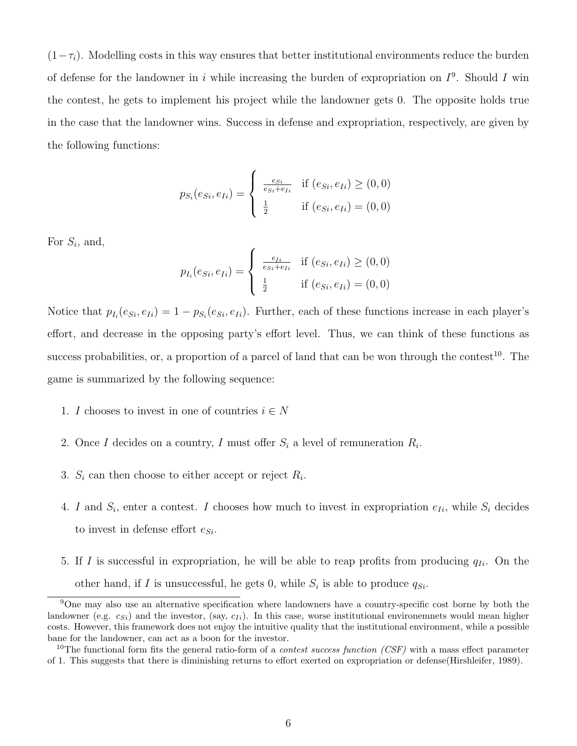$(1-\tau_i)$. Modelling costs in this way ensures that better institutional environmnets reduce the burden of defense for the landowner in $i$ while increasing the burden of expropriation on $I$[9]. Should $I$ win the contest, he gets to implement his project while the landowner gets 0. The opposite holds true in the case that the landowner wins. Success in defense and expropriation, respectively, are given by the following functions:

$$p_{S_i}(e_{Si}, e_{Ii}) = \begin{cases} \frac{e_{Si}}{e_{Si}+e_{Ii}} & \text{if } (e_{Si}, e_{Ii}) \geq (0,0) \\ \frac{1}{2} & \text{if } (e_{Si}, e_{Ii}) = (0,0) \end{cases}$$

For $S_i$, and,

$$p_{I_i}(e_{Si}, e_{Ii}) = \begin{cases} \frac{e_{Ii}}{e_{Si}+e_{Ii}} & \text{if } (e_{Si}, e_{Ii}) \geq (0,0) \\ \frac{1}{2} & \text{if } (e_{Si}, e_{Ii}) = (0,0) \end{cases}$$

Notice that $p_{I_i}(e_{Si}, e_{Ii}) = 1 - p_{S_i}(e_{Si}, e_{Ii})$. Further, each of these functions increase in each player's effort, and decrease in the opposing party's effort level. Thus, we can think of these functions as success probabilities, or, a proportion of a parcel of land that can be won through the contest[10]. The game is summarized by the following sequence:

1. $I$ chooses to invest in one of countries $i \in N$
2. Once $I$ decides on a country, $I$ must offer $S_i$ a level of remuneration $R_i$.
3. $S_i$ can then choose to either accept or reject $R_i$.
4. $I$ and $S_i$, enter a contest. $I$ chooses how much to invest in expropriation $e_{Ii}$, while $S_i$ decides to invest in defense effort $e_{Si}$.
5. If $I$ is successful in expropriation, he will be able to reap profits from producing $q_{Ii}$. On the other hand, if $I$ is unsuccessful, he gets 0, while $S_i$ is able to produce $q_{Si}$.

[9] One may also use an alternative specification where landowners have a country-specific cost borne by both the landowner (e.g. $c_{Si}$) and the investor, (say, $c_{Ii}$). In this case, worse institutional environemnets would mean higher costs. However, this framework does not enjoy the intuitive quality that the institutional environment, while a possible bane for the landowner, can act as a boon for the investor.

[10] The functional form fits the general ratio-form of a *contest success function (CSF)* with a mass effect parameter of 1. This suggests that there is diminishing returns to effort exerted on expropriation or defense(Hirshleifer, 1989).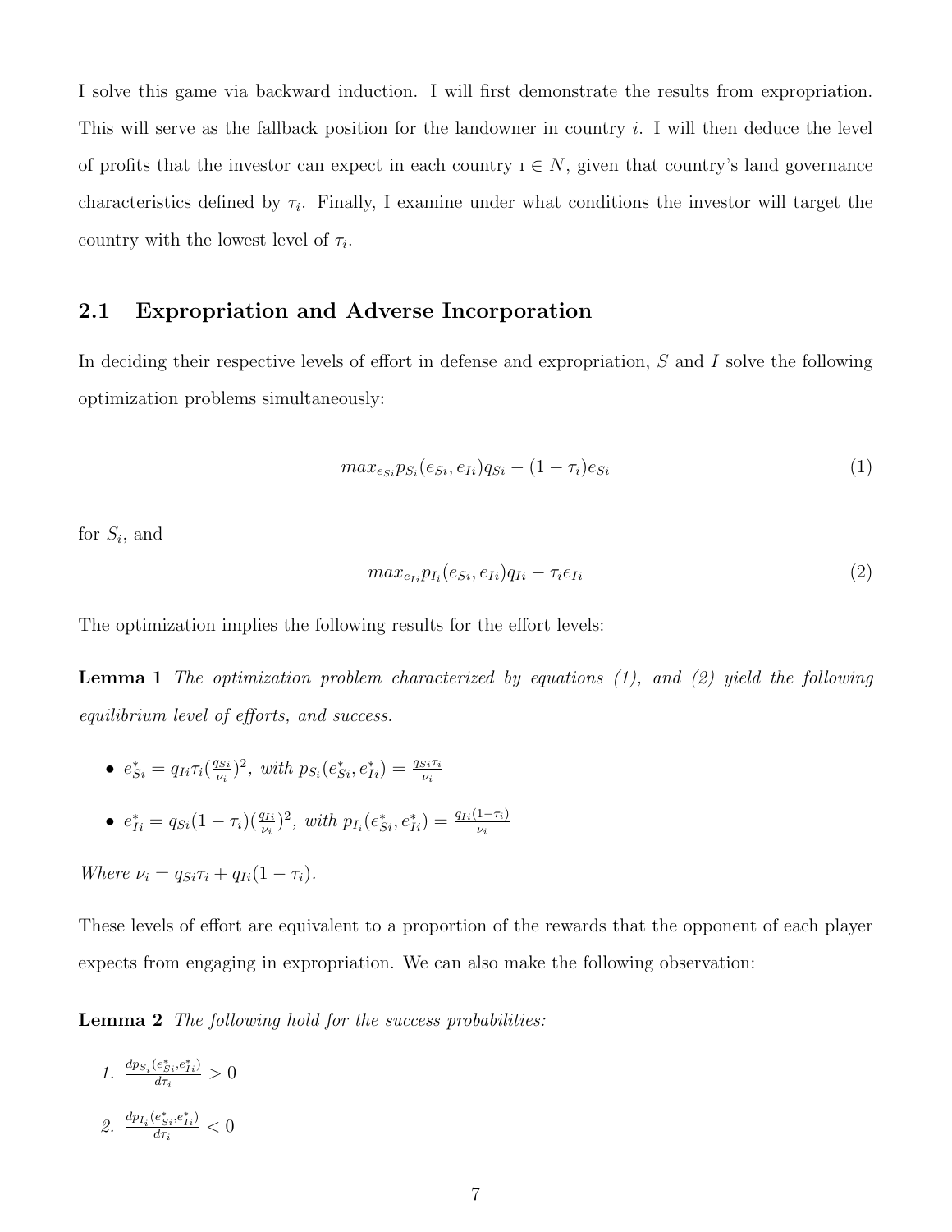I solve this game via backward induction. I will first demonstrate the results from expropriation. This will serve as the fallback position for the landowner in country $i$. I will then deduce the level of profits that the investor can expect in each country $\imath \in N$, given that country's land governance characteristics defined by $\tau_i$. Finally, I examine under what conditions the investor will target the country with the lowest level of $\tau_i$.

## 2.1 Expropriation and Adverse Incorporation

In deciding their respective levels of effort in defense and expropriation, $S$ and $I$ solve the following optimization problems simultaneously:

$$max_{e_{Si}} p_{S_i}(e_{Si}, e_{Ii}) q_{Si} - (1 - \tau_i) e_{Si} \tag{1}$$

for $S_i$, and

$$max_{e_{Ii}} p_{I_i}(e_{Si}, e_{Ii}) q_{Ii} - \tau_i e_{Ii} \tag{2}$$

The optimization implies the following results for the effort levels:

**Lemma 1** *The optimization problem characterized by equations (1), and (2) yield the following equilibrium level of efforts, and success.*

- $e^*_{Si} = q_{Ii}\tau_i(\frac{q_{Si}}{\nu_i})^2$, *with* $p_{S_i}(e^*_{Si}, e^*_{Ii}) = \frac{q_{Si}\tau_i}{\nu_i}$
- $e^*_{Ii} = q_{Si}(1 - \tau_i)(\frac{q_{Ii}}{\nu_i})^2$, *with* $p_{I_i}(e^*_{Si}, e^*_{Ii}) = \frac{q_{Ii}(1-\tau_i)}{\nu_i}$

*Where* $\nu_i = q_{Si}\tau_i + q_{Ii}(1 - \tau_i)$.

These levels of effort are equivalent to a proportion of the rewards that the opponent of each player expects from engaging in expropriation. We can also make the following observation:

**Lemma 2** *The following hold for the success probabilities:*

1. $\frac{dp_{S_i}(e^*_{Si}, e^*_{Ii})}{d\tau_i} > 0$
2. $\frac{dp_{I_i}(e^*_{Si}, e^*_{Ii})}{d\tau_i} < 0$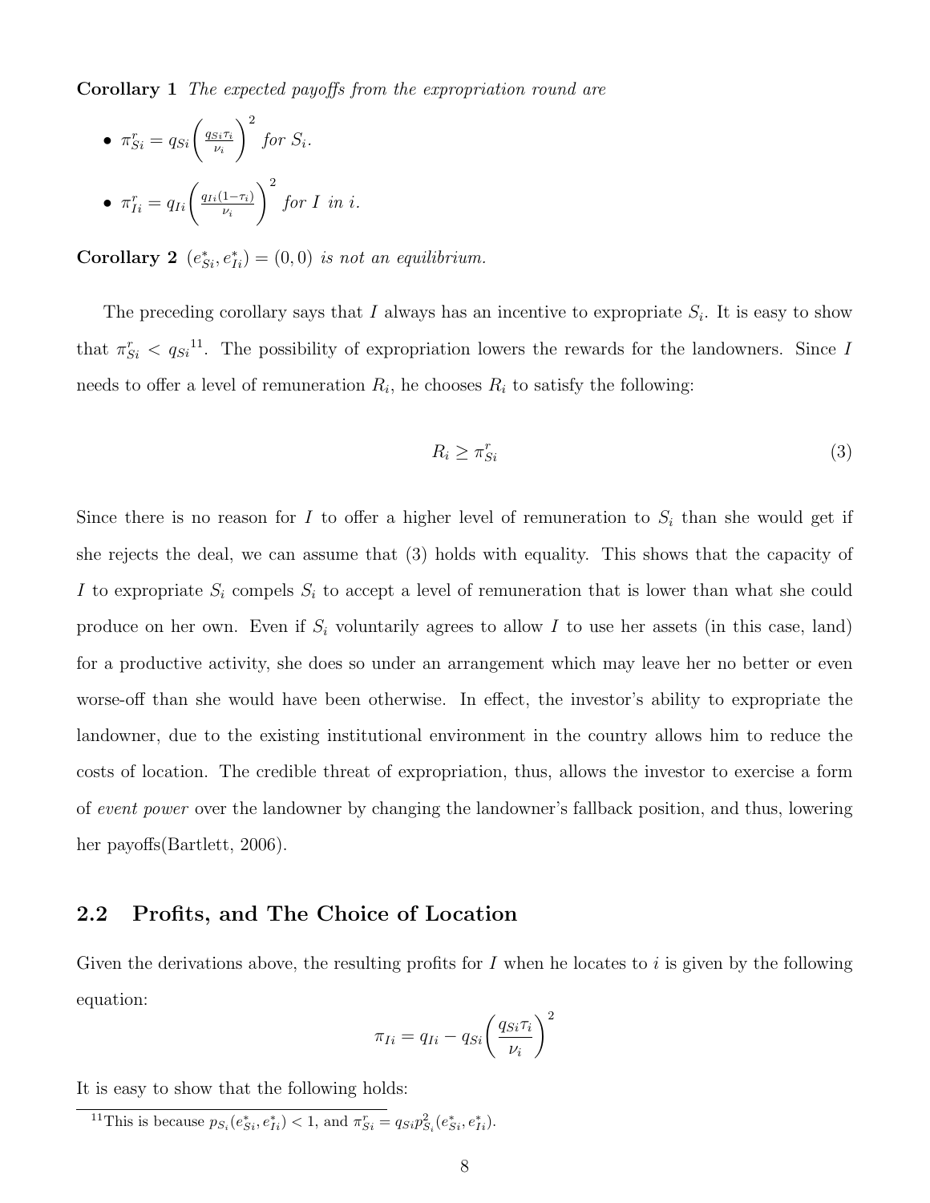**Corollary 1** *The expected payoffs from the expropriation round are*

- $\pi^r_{Si} = q_{Si}\left(\frac{q_{Si}\tau_i}{\nu_i}\right)^2$ *for* $S_i$.
- $\pi^r_{Ii} = q_{Ii}\left(\frac{q_{Ii}(1-\tau_i)}{\nu_i}\right)^2$ *for* $I$ *in* $i$.

**Corollary 2** $(e^*_{Si}, e^*_{Ii}) = (0, 0)$ *is not an equilibrium.*

The preceding corollary says that $I$ always has an incentive to expropriate $S_i$. It is easy to show that $\pi^r_{Si} < q_{Si}$[11]. The possibility of expropriation lowers the rewards for the landowners. Since $I$ needs to offer a level of remuneration $R_i$, he chooses $R_i$ to satisfy the following:

$$R_i \geq \pi^r_{Si} \tag{3}$$

Since there is no reason for $I$ to offer a higher level of remuneration to $S_i$ than she would get if she rejects the deal, we can assume that (3) holds with equality. This shows that the capacity of $I$ to expropriate $S_i$ compels $S_i$ to accept a level of remuneration that is lower than what she could produce on her own. Even if $S_i$ voluntarily agrees to allow $I$ to use her assets (in this case, land) for a productive activity, she does so under an arrangement which may leave her no better or even worse-off than she would have been otherwise. In effect, the investor's ability to expropriate the landowner, due to the existing institutional environment in the country allows him to reduce the costs of location. The credible threat of expropriation, thus, allows the investor to exercise a form of *event power* over the landowner by changing the landowner's fallback position, and thus, lowering her payoffs(Bartlett, 2006).

## 2.2 Profits, and The Choice of Location

Given the derivations above, the resulting profits for $I$ when he locates to $i$ is given by the following equation:

$$\pi_{Ii} = q_{Ii} - q_{Si}\left(\frac{q_{Si}\tau_i}{\nu_i}\right)^2$$

It is easy to show that the following holds:

[11] This is because $p_{S_i}(e^*_{Si}, e^*_{Ii}) < 1$, and $\pi^r_{Si} = q_{Si}p^2_{S_i}(e^*_{Si}, e^*_{Ii})$.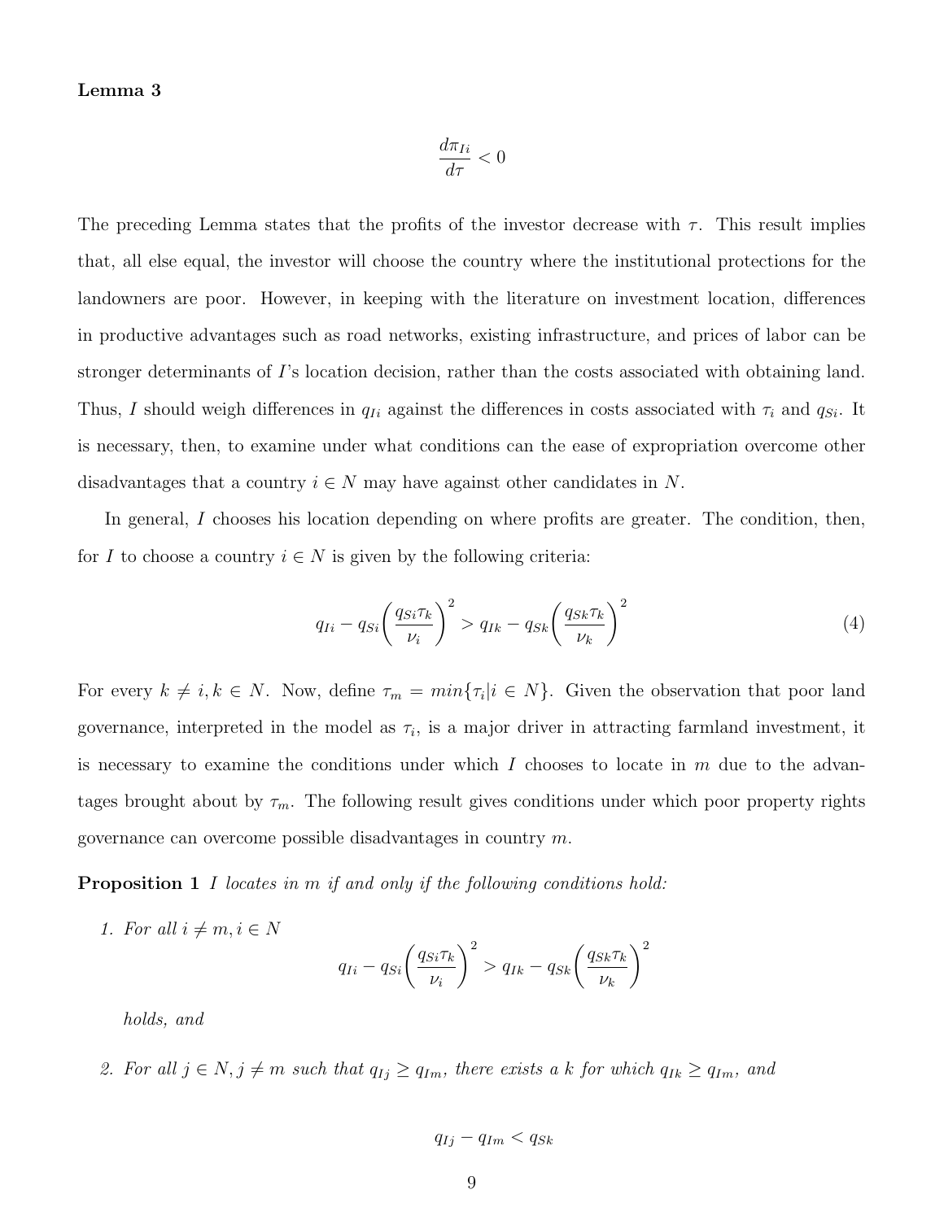**Lemma 3**

$$\frac{d\pi_{Ii}}{d\tau} < 0$$

The preceding Lemma states that the profits of the investor decrease with $\tau$. This result implies that, all else equal, the investor will choose the country where the institutional protections for the landowners are poor. However, in keeping with the literature on investment location, differences in productive advantages such as road networks, existing infrastructure, and prices of labor can be stronger determinants of $I$'s location decision, rather than the costs associated with obtaining land. Thus, $I$ should weigh differences in $q_{Ii}$ against the differences in costs associated with $\tau_i$ and $q_{Si}$. It is necessary, then, to examine under what conditions can the ease of expropriation overcome other disadvantages that a country $i \in N$ may have against other candidates in $N$.

In general, $I$ chooses his location depending on where profits are greater. The condition, then, for $I$ to choose a country $i \in N$ is given by the following criteria:

$$q_{Ii} - q_{Si}\left(\frac{q_{Si}\tau_k}{\nu_i}\right)^2 > q_{Ik} - q_{Sk}\left(\frac{q_{Sk}\tau_k}{\nu_k}\right)^2 \tag{4}$$

For every $k \neq i, k \in N$. Now, define $\tau_m = min\{\tau_i | i \in N\}$. Given the observation that poor land governance, interpreted in the model as $\tau_i$, is a major driver in attracting farmland investment, it is necessary to examine the conditions under which $I$ chooses to locate in $m$ due to the advantages brought about by $\tau_m$. The following result gives conditions under which poor property rights governance can overcome possible disadvantages in country $m$.

**Proposition 1** *$I$ locates in $m$ if and only if the following conditions hold:*

1. *For all $i \neq m, i \in N$*

$$q_{Ii} - q_{Si}\left(\frac{q_{Si}\tau_k}{\nu_i}\right)^2 > q_{Ik} - q_{Sk}\left(\frac{q_{Sk}\tau_k}{\nu_k}\right)^2$$

*holds, and*

2. *For all $j \in N, j \neq m$ such that $q_{Ij} \geq q_{Im}$, there exists a $k$ for which $q_{Ik} \geq q_{Im}$, and*

$$q_{Ij} - q_{Im} < q_{Sk}$$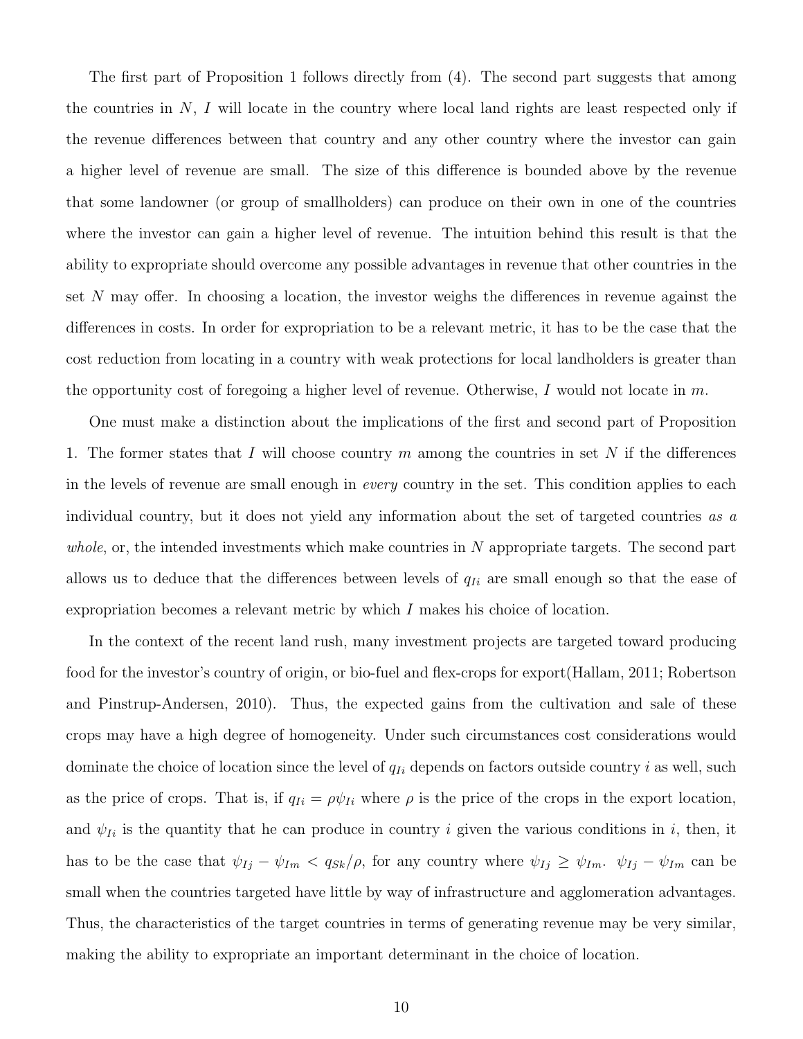The first part of Proposition 1 follows directly from (4). The second part suggests that among the countries in $N$, $I$ will locate in the country where local land rights are least respected only if the revenue differences between that country and any other country where the investor can gain a higher level of revenue are small. The size of this difference is bounded above by the revenue that some landowner (or group of smallholders) can produce on their own in one of the countries where the investor can gain a higher level of revenue. The intuition behind this result is that the ability to expropriate should overcome any possible advantages in revenue that other countries in the set $N$ may offer. In choosing a location, the investor weighs the differences in revenue against the differences in costs. In order for expropriation to be a relevant metric, it has to be the case that the cost reduction from locating in a country with weak protections for local landholders is greater than the opportunity cost of foregoing a higher level of revenue. Otherwise, $I$ would not locate in $m$.

One must make a distinction about the implications of the first and second part of Proposition 1. The former states that $I$ will choose country $m$ among the countries in set $N$ if the differences in the levels of revenue are small enough in *every* country in the set. This condition applies to each individual country, but it does not yield any information about the set of targeted countries *as a whole*, or, the intended investments which make countries in $N$ appropriate targets. The second part allows us to deduce that the differences between levels of $q_{Ii}$ are small enough so that the ease of expropriation becomes a relevant metric by which $I$ makes his choice of location.

In the context of the recent land rush, many investment projects are targeted toward producing food for the investor's country of origin, or bio-fuel and flex-crops for export(Hallam, 2011; Robertson and Pinstrup-Andersen, 2010). Thus, the expected gains from the cultivation and sale of these crops may have a high degree of homogeneity. Under such circumstances cost considerations would dominate the choice of location since the level of $q_{Ii}$ depends on factors outside country $i$ as well, such as the price of crops. That is, if $q_{Ii} = \rho\psi_{Ii}$ where $\rho$ is the price of the crops in the export location, and $\psi_{Ii}$ is the quantity that he can produce in country $i$ given the various conditions in $i$, then, it has to be the case that $\psi_{Ij} - \psi_{Im} < q_{Sk}/\rho$, for any country where $\psi_{Ij} \geq \psi_{Im}$. $\psi_{Ij} - \psi_{Im}$ can be small when the countries targeted have little by way of infrastructure and agglomeration advantages. Thus, the characteristics of the target countries in terms of generating revenue may be very similar, making the ability to expropriate an important determinant in the choice of location.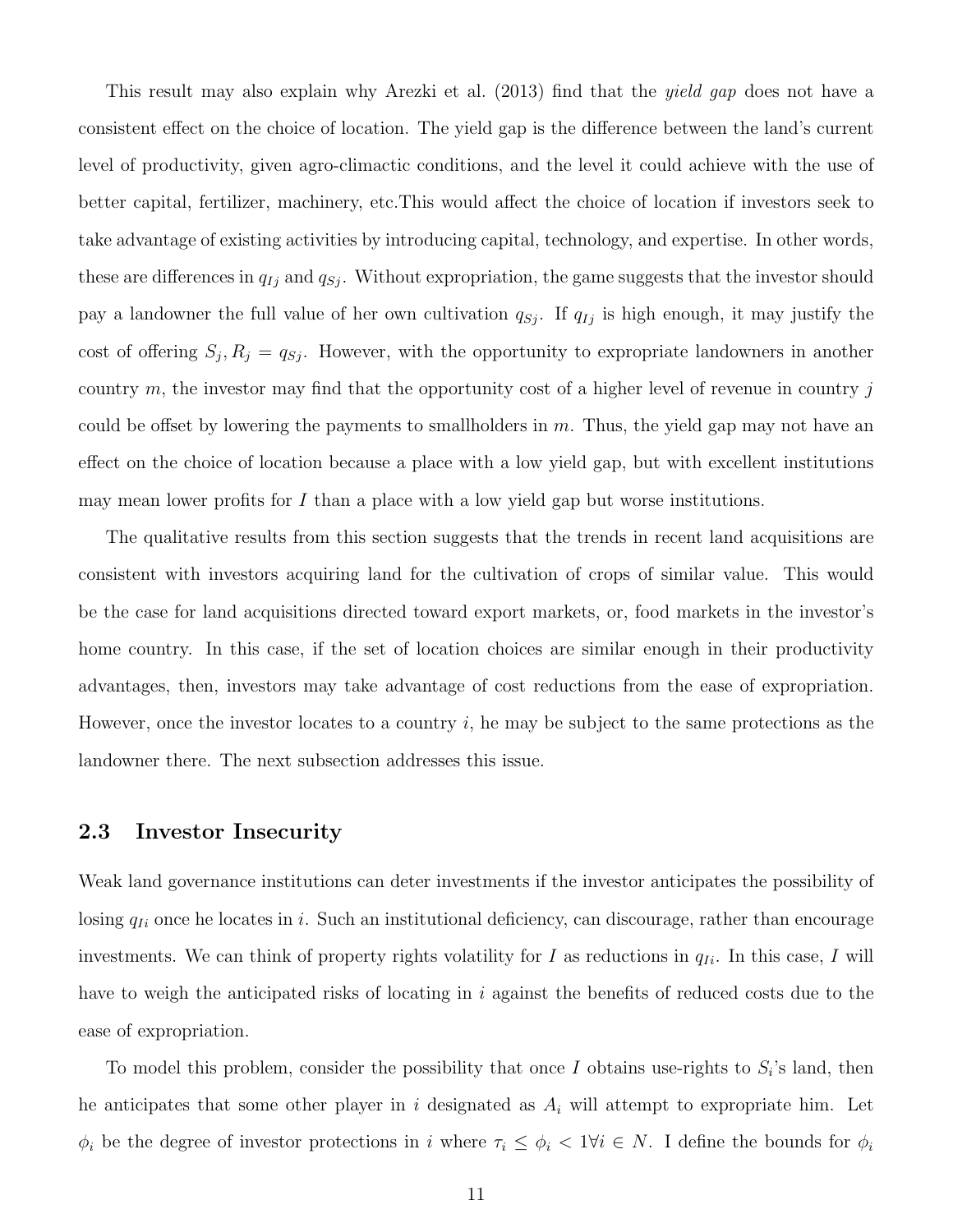This result may also explain why Arezki et al. (2013) find that the *yield gap* does not have a consistent effect on the choice of location. The yield gap is the difference between the land's current level of productivity, given agro-climactic conditions, and the level it could achieve with the use of better capital, fertilizer, machinery, etc.This would affect the choice of location if investors seek to take advantage of existing activities by introducing capital, technology, and expertise. In other words, these are differences in $q_{Ij}$ and $q_{Sj}$. Without expropriation, the game suggests that the investor should pay a landowner the full value of her own cultivation $q_{Sj}$. If $q_{Ij}$ is high enough, it may justify the cost of offering $S_j, R_j = q_{Sj}$. However, with the opportunity to expropriate landowners in another country $m$, the investor may find that the opportunity cost of a higher level of revenue in country $j$ could be offset by lowering the payments to smallholders in $m$. Thus, the yield gap may not have an effect on the choice of location because a place with a low yield gap, but with excellent institutions may mean lower profits for $I$ than a place with a low yield gap but worse institutions.

The qualitative results from this section suggests that the trends in recent land acquisitions are consistent with investors acquiring land for the cultivation of crops of similar value. This would be the case for land acquisitions directed toward export markets, or, food markets in the investor's home country. In this case, if the set of location choices are similar enough in their productivity advantages, then, investors may take advantage of cost reductions from the ease of expropriation. However, once the investor locates to a country $i$, he may be subject to the same protections as the landowner there. The next subsection addresses this issue.

### 2.3 Investor Insecurity

Weak land governance institutions can deter investments if the investor anticipates the possibility of losing $q_{Ii}$ once he locates in $i$. Such an institutional deficiency, can discourage, rather than encourage investments. We can think of property rights volatility for $I$ as reductions in $q_{Ii}$. In this case, $I$ will have to weigh the anticipated risks of locating in $i$ against the benefits of reduced costs due to the ease of expropriation.

To model this problem, consider the possibility that once $I$ obtains use-rights to $S_i$'s land, then he anticipates that some other player in $i$ designated as $A_i$ will attempt to expropriate him. Let $\phi_i$ be the degree of investor protections in $i$ where $\tau_i \leq \phi_i < 1 \forall i \in N$. I define the bounds for $\phi_i$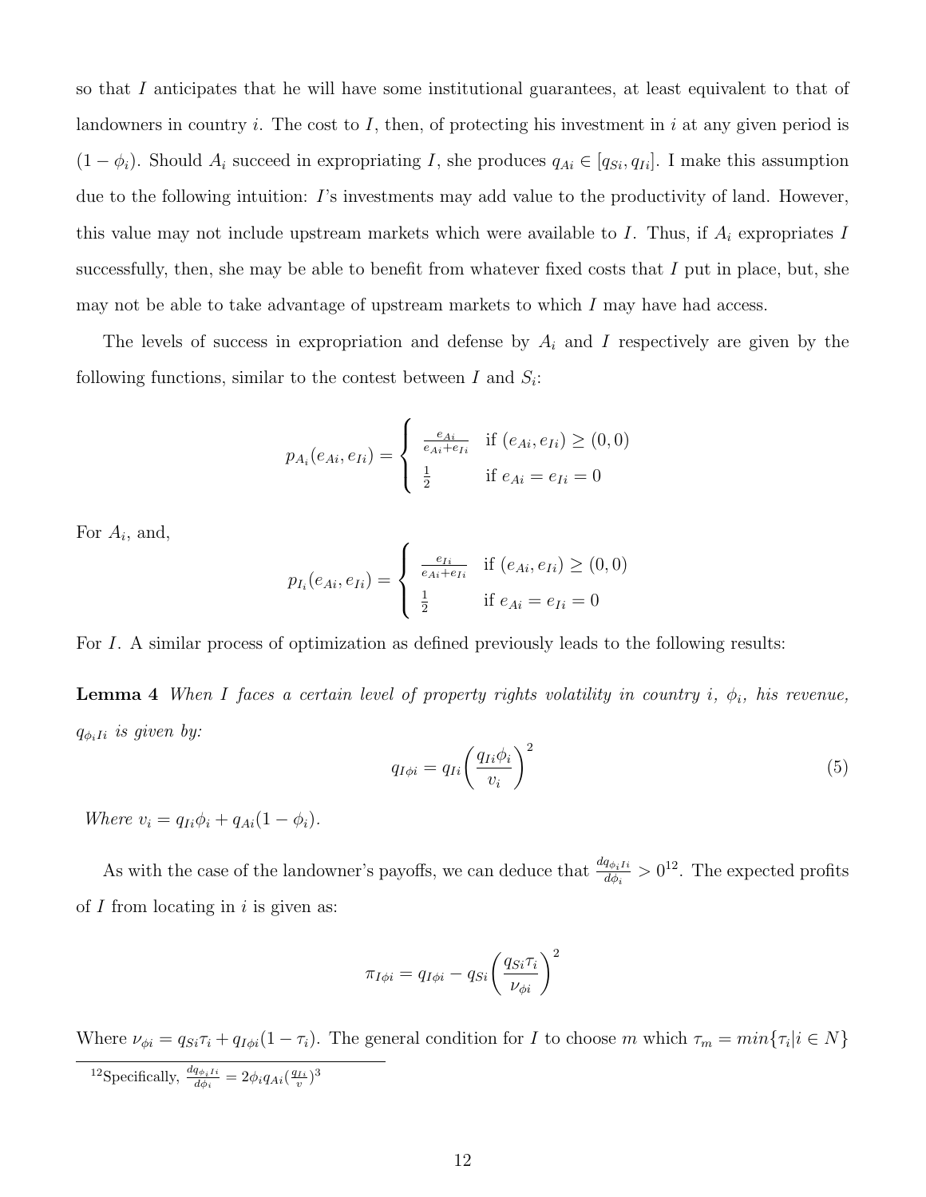so that $I$ anticipates that he will have some institutional guarantees, at least equivalent to that of landowners in country $i$. The cost to $I$, then, of protecting his investment in $i$ at any given period is $(1-\phi_i)$. Should $A_i$ succeed in expropriating $I$, she produces $q_{Ai} \in [q_{Si}, q_{Ii}]$. I make this assumption due to the following intuition: $I$'s investments may add value to the productivity of land. However, this value may not include upstream markets which were available to $I$. Thus, if $A_i$ expropriates $I$ successfully, then, she may be able to benefit from whatever fixed costs that $I$ put in place, but, she may not be able to take advantage of upstream markets to which $I$ may have had access.

The levels of success in expropriation and defense by $A_i$ and $I$ respectively are given by the following functions, similar to the contest between $I$ and $S_i$:

$$p_{A_i}(e_{Ai}, e_{Ii}) = \begin{cases} \frac{e_{Ai}}{e_{Ai}+e_{Ii}} & \text{if } (e_{Ai}, e_{Ii}) \geq (0,0) \\ \frac{1}{2} & \text{if } e_{Ai} = e_{Ii} = 0 \end{cases}$$

For $A_i$, and,

$$p_{I_i}(e_{Ai}, e_{Ii}) = \begin{cases} \frac{e_{Ii}}{e_{Ai}+e_{Ii}} & \text{if } (e_{Ai}, e_{Ii}) \geq (0,0) \\ \frac{1}{2} & \text{if } e_{Ai} = e_{Ii} = 0 \end{cases}$$

For $I$. A similar process of optimization as defined previously leads to the following results:

**Lemma 4** *When $I$ faces a certain level of property rights volatility in country $i$, $\phi_i$, his revenue, $q_{\phi_i I i}$ is given by:*

$$q_{I\phi i} = q_{Ii}\left(\frac{q_{Ii}\phi_i}{v_i}\right)^2 \tag{5}$$

*Where $v_i = q_{Ii}\phi_i + q_{Ai}(1-\phi_i)$.*

As with the case of the landowner's payoffs, we can deduce that $\frac{dq_{\phi_i Ii}}{d\phi_i} > 0$[12]. The expected profits of $I$ from locating in $i$ is given as:

$$\pi_{I\phi i} = q_{I\phi i} - q_{Si}\left(\frac{q_{Si}\tau_i}{\nu_{\phi i}}\right)^2$$

Where $\nu_{\phi i} = q_{Si}\tau_i + q_{I\phi i}(1-\tau_i)$. The general condition for $I$ to choose $m$ which $\tau_m = min\{\tau_i | i \in N\}$

[12]Specifically, $\frac{dq_{\phi_i Ii}}{d\phi_i} = 2\phi_i q_{Ai}(\frac{q_{Ii}}{v})^3$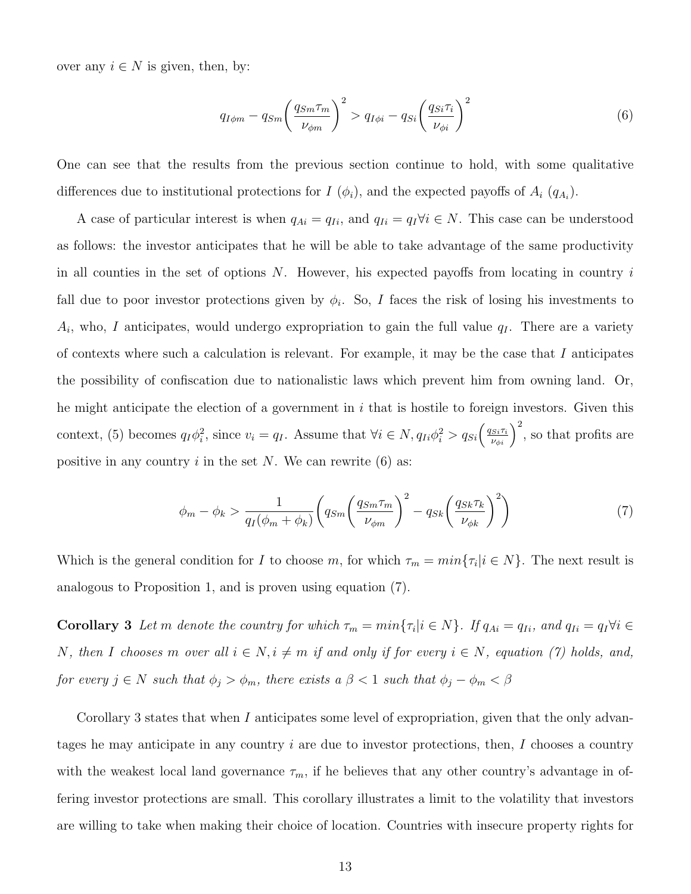over any $i \in N$ is given, then, by:

$$q_{I\phi m} - q_{Sm}\left(\frac{q_{Sm}\tau_m}{\nu_{\phi m}}\right)^2 > q_{I\phi i} - q_{Si}\left(\frac{q_{Si}\tau_i}{\nu_{\phi i}}\right)^2 \tag{6}$$

One can see that the results from the previous section continue to hold, with some qualitative differences due to institutional protections for $I$ ($\phi_i$), and the expected payoffs of $A_i$ ($q_{A_i}$).

A case of particular interest is when $q_{Ai} = q_{Ii}$, and $q_{Ii} = q_I \forall i \in N$. This case can be understood as follows: the investor anticipates that he will be able to take advantage of the same productivity in all counties in the set of options $N$. However, his expected payoffs from locating in country $i$ fall due to poor investor protections given by $\phi_i$. So, $I$ faces the risk of losing his investments to $A_i$, who, $I$ anticipates, would undergo expropriation to gain the full value $q_I$. There are a variety of contexts where such a calculation is relevant. For example, it may be the case that $I$ anticipates the possibility of confiscation due to nationalistic laws which prevent him from owning land. Or, he might anticipate the election of a government in $i$ that is hostile to foreign investors. Given this context, (5) becomes $q_I\phi_i^2$, since $v_i = q_I$. Assume that $\forall i \in N, q_{Ii}\phi_i^2 > q_{Si}\left(\frac{q_{Si}\tau_i}{\nu_{\phi i}}\right)^2$, so that profits are positive in any country $i$ in the set $N$. We can rewrite (6) as:

$$\phi_m - \phi_k > \frac{1}{q_I(\phi_m + \phi_k)}\left(q_{Sm}\left(\frac{q_{Sm}\tau_m}{\nu_{\phi m}}\right)^2 - q_{Sk}\left(\frac{q_{Sk}\tau_k}{\nu_{\phi k}}\right)^2\right) \tag{7}$$

Which is the general condition for $I$ to choose $m$, for which $\tau_m = min\{\tau_i | i \in N\}$. The next result is analogous to Proposition 1, and is proven using equation (7).

**Corollary 3** *Let $m$ denote the country for which $\tau_m = min\{\tau_i | i \in N\}$. If $q_{Ai} = q_{Ii}$, and $q_{Ii} = q_I \forall i \in N$, then $I$ chooses $m$ over all $i \in N, i \neq m$ if and only if for every $i \in N$, equation (7) holds, and, for every $j \in N$ such that $\phi_j > \phi_m$, there exists a $\beta < 1$ such that $\phi_j - \phi_m < \beta$*

Corollary 3 states that when $I$ anticipates some level of expropriation, given that the only advantages he may anticipate in any country $i$ are due to investor protections, then, $I$ chooses a country with the weakest local land governance $\tau_m$, if he believes that any other country's advantage in offering investor protections are small. This corollary illustrates a limit to the volatility that investors are willing to take when making their choice of location. Countries with insecure property rights for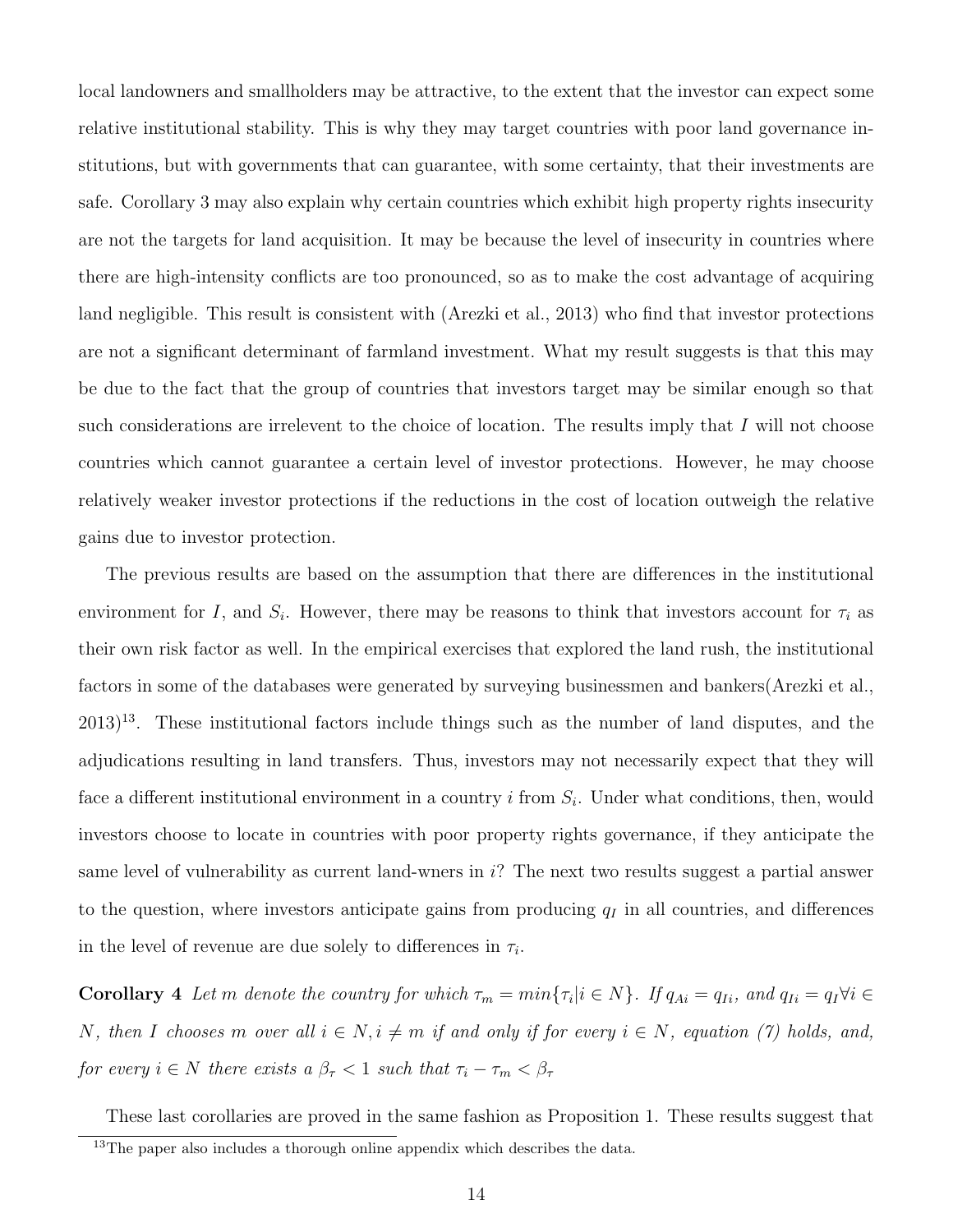local landowners and smallholders may be attractive, to the extent that the investor can expect some relative institutional stability. This is why they may target countries with poor land governance institutions, but with governments that can guarantee, with some certainty, that their investments are safe. Corollary 3 may also explain why certain countries which exhibit high property rights insecurity are not the targets for land acquisition. It may be because the level of insecurity in countries where there are high-intensity conflicts are too pronounced, so as to make the cost advantage of acquiring land negligible. This result is consistent with (Arezki et al., 2013) who find that investor protections are not a significant determinant of farmland investment. What my result suggests is that this may be due to the fact that the group of countries that investors target may be similar enough so that such considerations are irrelevent to the choice of location. The results imply that $I$ will not choose countries which cannot guarantee a certain level of investor protections. However, he may choose relatively weaker investor protections if the reductions in the cost of location outweigh the relative gains due to investor protection.

The previous results are based on the assumption that there are differences in the institutional environment for $I$, and $S_i$. However, there may be reasons to think that investors account for $\tau_i$ as their own risk factor as well. In the empirical exercises that explored the land rush, the institutional factors in some of the databases were generated by surveying businessmen and bankers(Arezki et al., 2013)[13]. These institutional factors include things such as the number of land disputes, and the adjudications resulting in land transfers. Thus, investors may not necessarily expect that they will face a different institutional environment in a country $i$ from $S_i$. Under what conditions, then, would investors choose to locate in countries with poor property rights governance, if they anticipate the same level of vulnerability as current land-wners in $i$? The next two results suggest a partial answer to the question, where investors anticipate gains from producing $q_I$ in all countries, and differences in the level of revenue are due solely to differences in $\tau_i$.

**Corollary 4** *Let $m$ denote the country for which $\tau_m = min\{\tau_i | i \in N\}$. If $q_{Ai} = q_{Ii}$, and $q_{Ii} = q_I \forall i \in N$, then $I$ chooses $m$ over all $i \in N, i \neq m$ if and only if for every $i \in N$, equation (7) holds, and, for every $i \in N$ there exists a $\beta_\tau < 1$ such that $\tau_i - \tau_m < \beta_\tau$*

These last corollaries are proved in the same fashion as Proposition 1. These results suggest that

[13]The paper also includes a thorough online appendix which describes the data.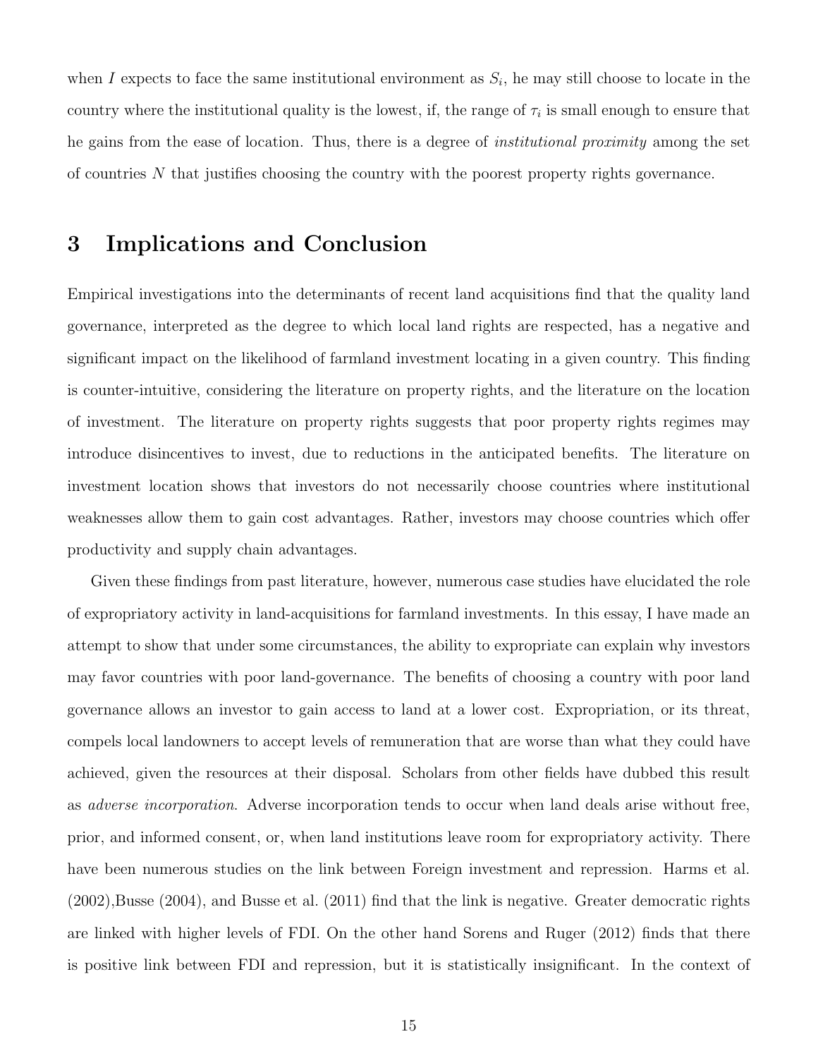when $I$ expects to face the same institutional environment as $S_i$, he may still choose to locate in the country where the institutional quality is the lowest, if, the range of $\tau_i$ is small enough to ensure that he gains from the ease of location. Thus, there is a degree of *institutional proximity* among the set of countries $N$ that justifies choosing the country with the poorest property rights governance.

# 3 Implications and Conclusion

Empirical investigations into the determinants of recent land acquisitions find that the quality land governance, interpreted as the degree to which local land rights are respected, has a negative and significant impact on the likelihood of farmland investment locating in a given country. This finding is counter-intuitive, considering the literature on property rights, and the literature on the location of investment. The literature on property rights suggests that poor property rights regimes may introduce disincentives to invest, due to reductions in the anticipated benefits. The literature on investment location shows that investors do not necessarily choose countries where institutional weaknesses allow them to gain cost advantages. Rather, investors may choose countries which offer productivity and supply chain advantages.

Given these findings from past literature, however, numerous case studies have elucidated the role of expropriatory activity in land-acquisitions for farmland investments. In this essay, I have made an attempt to show that under some circumstances, the ability to expropriate can explain why investors may favor countries with poor land-governance. The benefits of choosing a country with poor land governance allows an investor to gain access to land at a lower cost. Expropriation, or its threat, compels local landowners to accept levels of remuneration that are worse than what they could have achieved, given the resources at their disposal. Scholars from other fields have dubbed this result as *adverse incorporation*. Adverse incorporation tends to occur when land deals arise without free, prior, and informed consent, or, when land institutions leave room for expropriatory activity. There have been numerous studies on the link between Foreign investment and repression. Harms et al. (2002),Busse (2004), and Busse et al. (2011) find that the link is negative. Greater democratic rights are linked with higher levels of FDI. On the other hand Sorens and Ruger (2012) finds that there is positive link between FDI and repression, but it is statistically insignificant. In the context of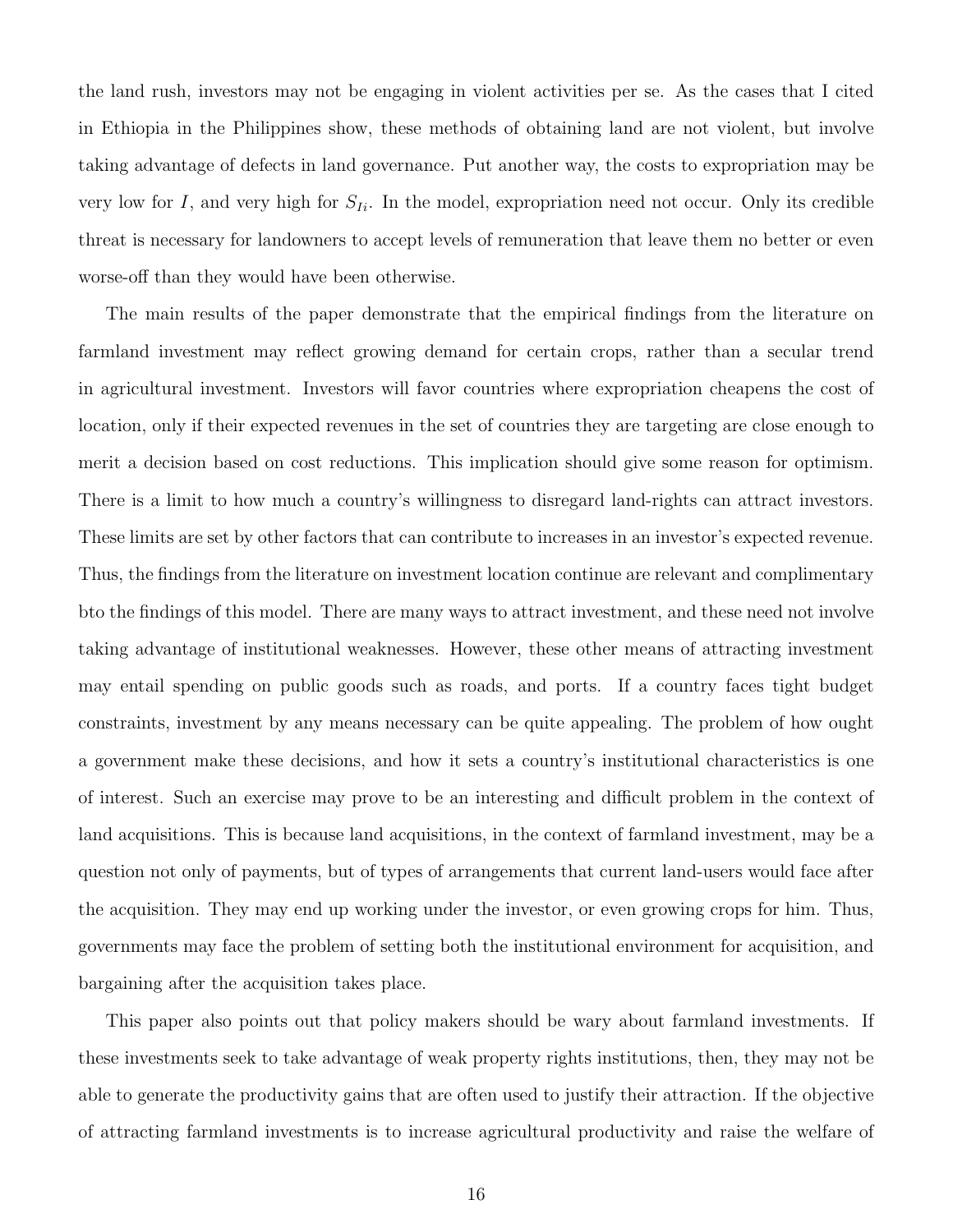the land rush, investors may not be engaging in violent activities per se. As the cases that I cited in Ethiopia in the Philippines show, these methods of obtaining land are not violent, but involve taking advantage of defects in land governance. Put another way, the costs to expropriation may be very low for $I$, and very high for $S_{Ii}$. In the model, expropriation need not occur. Only its credible threat is necessary for landowners to accept levels of remuneration that leave them no better or even worse-off than they would have been otherwise.

The main results of the paper demonstrate that the empirical findings from the literature on farmland investment may reflect growing demand for certain crops, rather than a secular trend in agricultural investment. Investors will favor countries where expropriation cheapens the cost of location, only if their expected revenues in the set of countries they are targeting are close enough to merit a decision based on cost reductions. This implication should give some reason for optimism. There is a limit to how much a country's willingness to disregard land-rights can attract investors. These limits are set by other factors that can contribute to increases in an investor's expected revenue. Thus, the findings from the literature on investment location continue are relevant and complimentary bto the findings of this model. There are many ways to attract investment, and these need not involve taking advantage of institutional weaknesses. However, these other means of attracting investment may entail spending on public goods such as roads, and ports. If a country faces tight budget constraints, investment by any means necessary can be quite appealing. The problem of how ought a government make these decisions, and how it sets a country's institutional characteristics is one of interest. Such an exercise may prove to be an interesting and difficult problem in the context of land acquisitions. This is because land acquisitions, in the context of farmland investment, may be a question not only of payments, but of types of arrangements that current land-users would face after the acquisition. They may end up working under the investor, or even growing crops for him. Thus, governments may face the problem of setting both the institutional environment for acquisition, and bargaining after the acquisition takes place.

This paper also points out that policy makers should be wary about farmland investments. If these investments seek to take advantage of weak property rights institutions, then, they may not be able to generate the productivity gains that are often used to justify their attraction. If the objective of attracting farmland investments is to increase agricultural productivity and raise the welfare of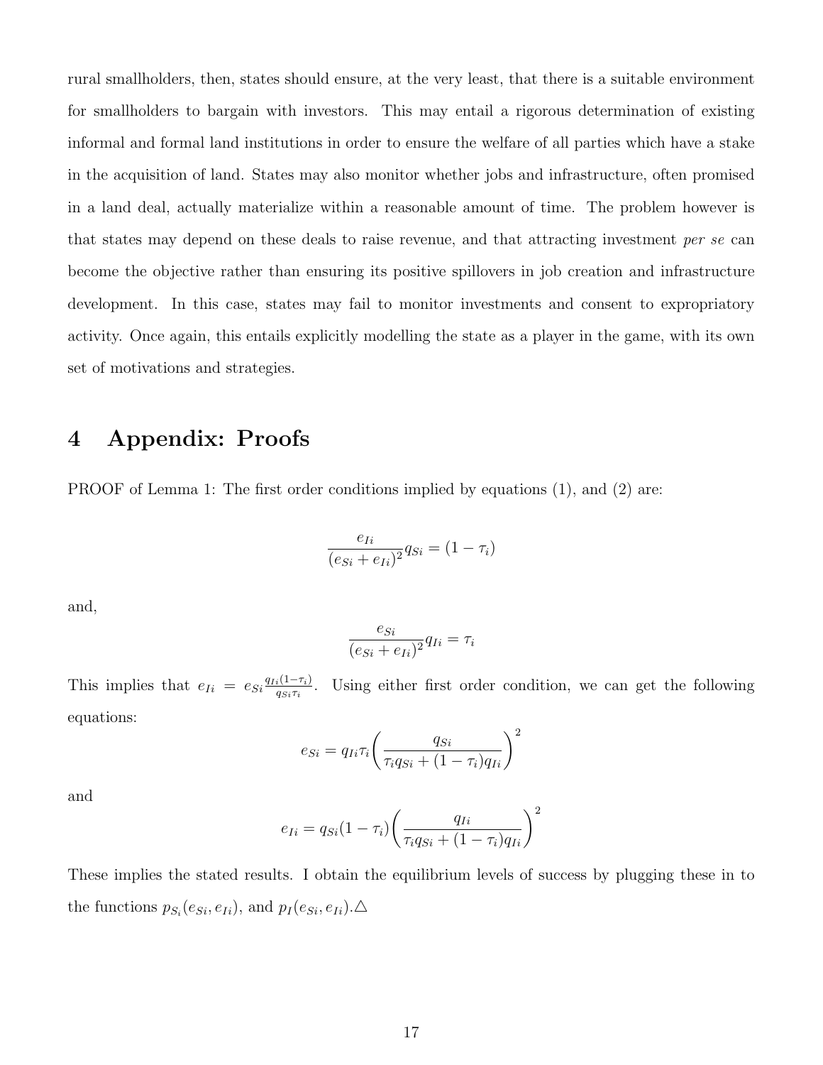rural smallholders, then, states should ensure, at the very least, that there is a suitable environment for smallholders to bargain with investors. This may entail a rigorous determination of existing informal and formal land institutions in order to ensure the welfare of all parties which have a stake in the acquisition of land. States may also monitor whether jobs and infrastructure, often promised in a land deal, actually materialize within a reasonable amount of time. The problem however is that states may depend on these deals to raise revenue, and that attracting investment *per se* can become the objective rather than ensuring its positive spillovers in job creation and infrastructure development. In this case, states may fail to monitor investments and consent to expropriatory activity. Once again, this entails explicitly modelling the state as a player in the game, with its own set of motivations and strategies.

# 4 Appendix: Proofs

PROOF of Lemma 1: The first order conditions implied by equations (1), and (2) are:

$$\frac{e_{Ii}}{(e_{Si}+e_{Ii})^2}q_{Si} = (1-\tau_i)$$

and,

$$\frac{e_{Si}}{(e_{Si}+e_{Ii})^2}q_{Ii} = \tau_i$$

This implies that $e_{Ii} = e_{Si}\frac{q_{Ii}(1-\tau_i)}{q_{Si}\tau_i}$. Using either first order condition, we can get the following equations:

$$e_{Si} = q_{Ii}\tau_i\left(\frac{q_{Si}}{\tau_i q_{Si}+(1-\tau_i)q_{Ii}}\right)^2$$

and

$$e_{Ii} = q_{Si}(1-\tau_i)\left(\frac{q_{Ii}}{\tau_i q_{Si}+(1-\tau_i)q_{Ii}}\right)^2$$

These implies the stated results. I obtain the equilibrium levels of success by plugging these in to the functions $p_{S_i}(e_{Si}, e_{Ii})$, and $p_I(e_{Si}, e_{Ii})$.$\triangle$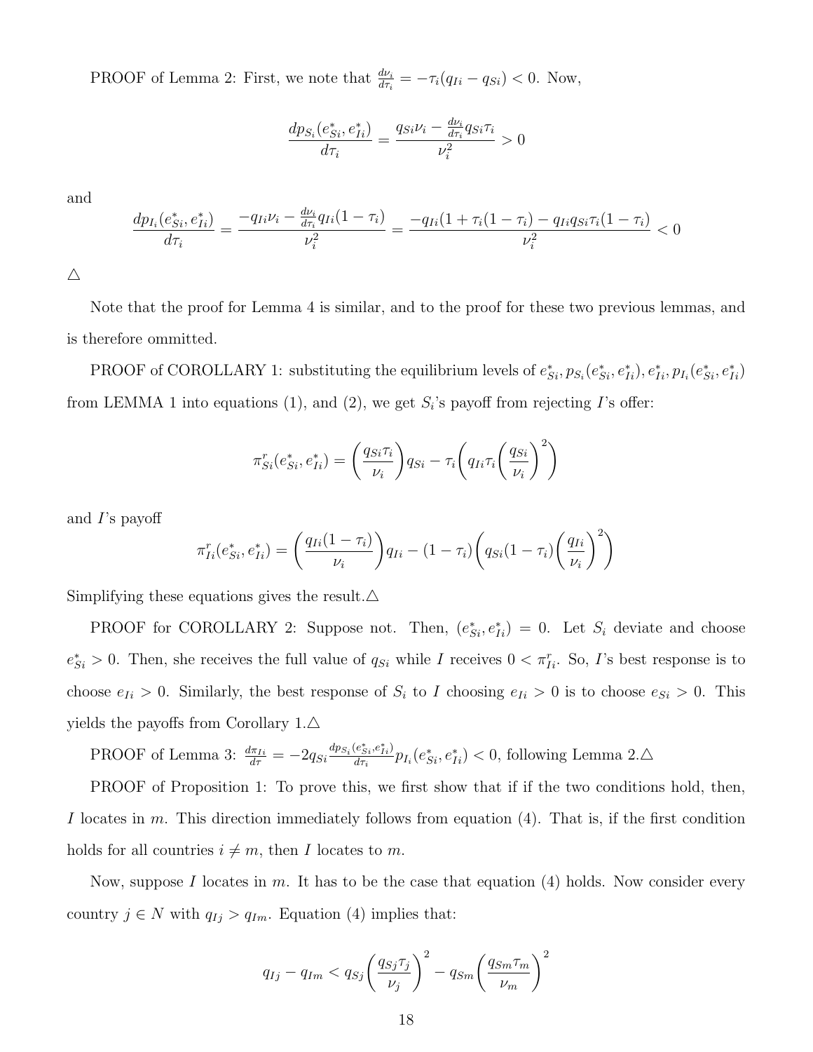PROOF of Lemma 2: First, we note that $\frac{d\nu_i}{d\tau_i} = -\tau_i(q_{Ii} - q_{Si}) < 0$. Now,

$$\frac{dp_{S_i}(e^*_{Si}, e^*_{Ii})}{d\tau_i} = \frac{q_{Si}\nu_i - \frac{d\nu_i}{d\tau_i} q_{Si}\tau_i}{\nu_i^2} > 0$$

and

$$\frac{dp_{I_i}(e^*_{Si}, e^*_{Ii})}{d\tau_i} = \frac{-q_{Ii}\nu_i - \frac{d\nu_i}{d\tau_i} q_{Ii}(1-\tau_i)}{\nu_i^2} = \frac{-q_{Ii}(1 + \tau_i(1-\tau_i) - q_{Ii}q_{Si}\tau_i(1-\tau_i)}{\nu_i^2} < 0$$

△

Note that the proof for Lemma 4 is similar, and to the proof for these two previous lemmas, and is therefore ommitted.

PROOF of COROLLARY 1: substituting the equilibrium levels of $e^*_{Si}, p_{S_i}(e^*_{Si}, e^*_{Ii}), e^*_{Ii}, p_{I_i}(e^*_{Si}, e^*_{Ii})$ from LEMMA 1 into equations (1), and (2), we get $S_i$'s payoff from rejecting $I$'s offer:

$$\pi^r_{Si}(e^*_{Si}, e^*_{Ii}) = \left(\frac{q_{Si}\tau_i}{\nu_i}\right) q_{Si} - \tau_i \left( q_{Ii}\tau_i \left(\frac{q_{Si}}{\nu_i}\right)^2 \right)$$

and $I$'s payoff

$$\pi^r_{Ii}(e^*_{Si}, e^*_{Ii}) = \left(\frac{q_{Ii}(1-\tau_i)}{\nu_i}\right) q_{Ii} - (1-\tau_i) \left( q_{Si}(1-\tau_i) \left(\frac{q_{Ii}}{\nu_i}\right)^2 \right)$$

Simplifying these equations gives the result.△

PROOF for COROLLARY 2: Suppose not. Then, $(e^*_{Si}, e^*_{Ii}) = 0$. Let $S_i$ deviate and choose $e^*_{Si} > 0$. Then, she receives the full value of $q_{Si}$ while $I$ receives $0 < \pi^r_{Ii}$. So, $I$'s best response is to choose $e_{Ii} > 0$. Similarly, the best response of $S_i$ to $I$ choosing $e_{Ii} > 0$ is to choose $e_{Si} > 0$. This yields the payoffs from Corollary 1.△

PROOF of Lemma 3: $\frac{d\pi_{Ii}}{d\tau} = -2q_{Si}\frac{dp_{S_i}(e^*_{Si}, e^*_{Ii})}{d\tau_i} p_{I_i}(e^*_{Si}, e^*_{Ii}) < 0$, following Lemma 2.△

PROOF of Proposition 1: To prove this, we first show that if if the two conditions hold, then, $I$ locates in $m$. This direction immediately follows from equation (4). That is, if the first condition holds for all countries $i \neq m$, then $I$ locates to $m$.

Now, suppose $I$ locates in $m$. It has to be the case that equation (4) holds. Now consider every country $j \in N$ with $q_{Ij} > q_{Im}$. Equation (4) implies that:

$$q_{Ij} - q_{Im} < q_{Sj}\left(\frac{q_{Sj}\tau_j}{\nu_j}\right)^2 - q_{Sm}\left(\frac{q_{Sm}\tau_m}{\nu_m}\right)^2$$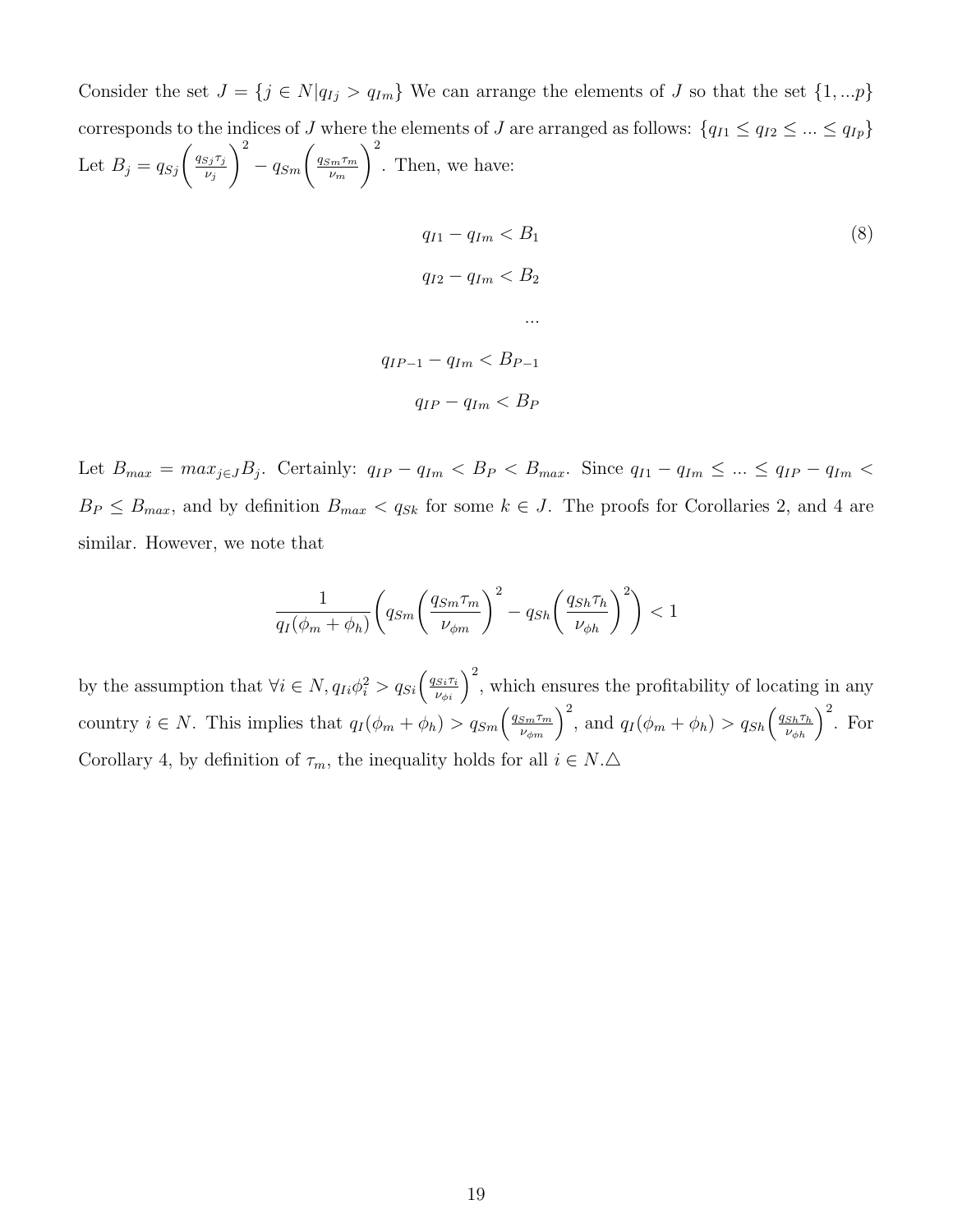Consider the set $J = \{j \in N | q_{Ij} > q_{Im}\}$ We can arrange the elements of $J$ so that the set $\{1, ...p\}$ corresponds to the indices of $J$ where the elements of $J$ are arranged as follows: $\{q_{I1} \leq q_{I2} \leq ... \leq q_{Ip}\}$ Let $B_j = q_{Sj}\left(\frac{q_{Sj}\tau_j}{\nu_j}\right)^2 - q_{Sm}\left(\frac{q_{Sm}\tau_m}{\nu_m}\right)^2$. Then, we have:

$$
\begin{aligned}
q_{I1} - q_{Im} &< B_1 \\
q_{I2} - q_{Im} &< B_2 \\
&... \\
q_{IP-1} - q_{Im} &< B_{P-1} \\
q_{IP} - q_{Im} &< B_P
\end{aligned} \tag{8}
$$

Let $B_{max} = max_{j \in J} B_j$. Certainly: $q_{IP} - q_{Im} < B_P < B_{max}$. Since $q_{I1} - q_{Im} \leq ... \leq q_{IP} - q_{Im} < B_P \leq B_{max}$, and by definition $B_{max} < q_{Sk}$ for some $k \in J$. The proofs for Corollaries 2, and 4 are similar. However, we note that

$$
\frac{1}{q_I(\phi_m + \phi_h)}\left(q_{Sm}\left(\frac{q_{Sm}\tau_m}{\nu_{\phi m}}\right)^2 - q_{Sh}\left(\frac{q_{Sh}\tau_h}{\nu_{\phi h}}\right)^2\right) < 1
$$

by the assumption that $\forall i \in N, q_{Ii}\phi_i^2 > q_{Si}\left(\frac{q_{Si}\tau_i}{\nu_{\phi i}}\right)^2$, which ensures the profitability of locating in any country $i \in N$. This implies that $q_I(\phi_m + \phi_h) > q_{Sm}\left(\frac{q_{Sm}\tau_m}{\nu_{\phi m}}\right)^2$, and $q_I(\phi_m + \phi_h) > q_{Sh}\left(\frac{q_{Sh}\tau_h}{\nu_{\phi h}}\right)^2$. For Corollary 4, by definition of $\tau_m$, the inequality holds for all $i \in N$.△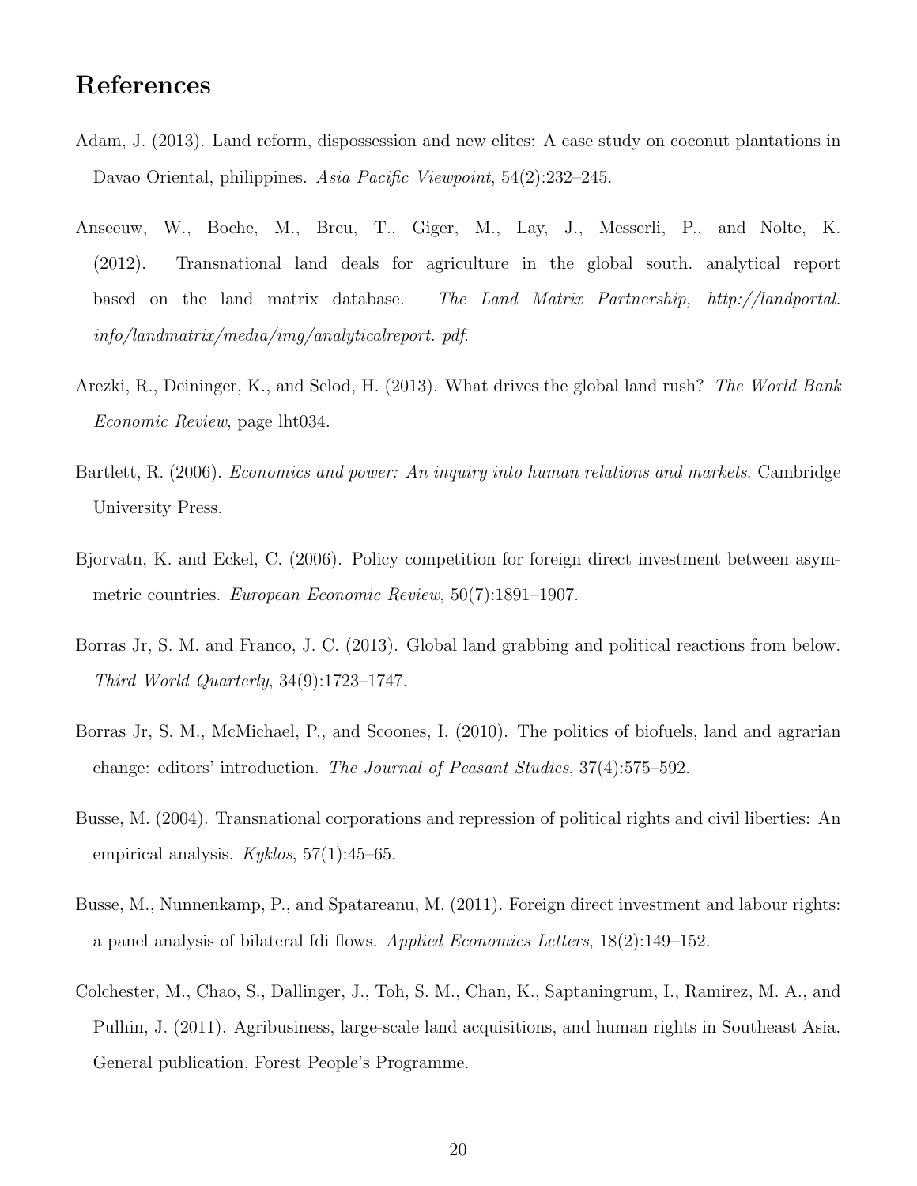# References

Adam, J. (2013). Land reform, dispossession and new elites: A case study on coconut plantations in Davao Oriental, philippines. *Asia Pacific Viewpoint*, 54(2):232–245.

Anseeuw, W., Boche, M., Breu, T., Giger, M., Lay, J., Messerli, P., and Nolte, K. (2012). Transnational land deals for agriculture in the global south. analytical report based on the land matrix database. *The Land Matrix Partnership, http://landportal. info/landmatrix/media/img/analyticalreport. pdf*.

Arezki, R., Deininger, K., and Selod, H. (2013). What drives the global land rush? *The World Bank Economic Review*, page lht034.

Bartlett, R. (2006). *Economics and power: An inquiry into human relations and markets*. Cambridge University Press.

Bjorvatn, K. and Eckel, C. (2006). Policy competition for foreign direct investment between asymmetric countries. *European Economic Review*, 50(7):1891–1907.

Borras Jr, S. M. and Franco, J. C. (2013). Global land grabbing and political reactions from below. *Third World Quarterly*, 34(9):1723–1747.

Borras Jr, S. M., McMichael, P., and Scoones, I. (2010). The politics of biofuels, land and agrarian change: editors' introduction. *The Journal of Peasant Studies*, 37(4):575–592.

Busse, M. (2004). Transnational corporations and repression of political rights and civil liberties: An empirical analysis. *Kyklos*, 57(1):45–65.

Busse, M., Nunnenkamp, P., and Spatareanu, M. (2011). Foreign direct investment and labour rights: a panel analysis of bilateral fdi flows. *Applied Economics Letters*, 18(2):149–152.

Colchester, M., Chao, S., Dallinger, J., Toh, S. M., Chan, K., Saptaningrum, I., Ramirez, M. A., and Pulhin, J. (2011). Agribusiness, large-scale land acquisitions, and human rights in Southeast Asia. General publication, Forest People's Programme.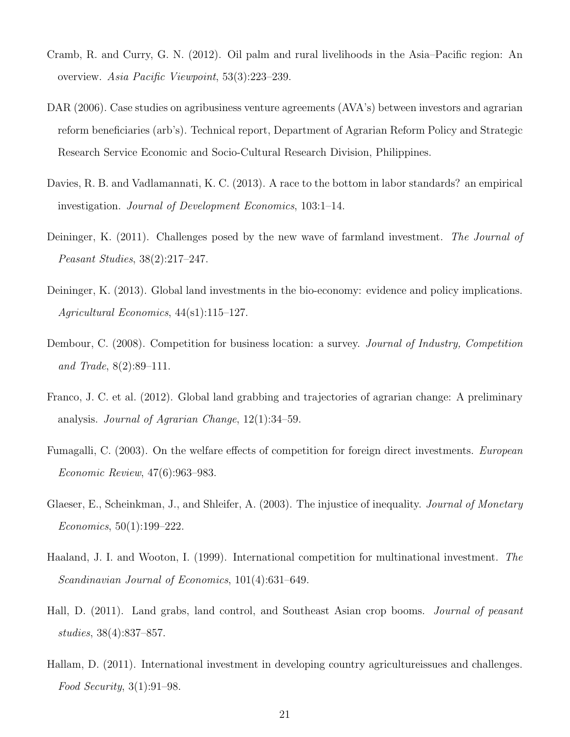Cramb, R. and Curry, G. N. (2012). Oil palm and rural livelihoods in the Asia–Pacific region: An overview. *Asia Pacific Viewpoint*, 53(3):223–239.

DAR (2006). Case studies on agribusiness venture agreements (AVA's) between investors and agrarian reform beneficiaries (arb's). Technical report, Department of Agrarian Reform Policy and Strategic Research Service Economic and Socio-Cultural Research Division, Philippines.

Davies, R. B. and Vadlamannati, K. C. (2013). A race to the bottom in labor standards? an empirical investigation. *Journal of Development Economics*, 103:1–14.

Deininger, K. (2011). Challenges posed by the new wave of farmland investment. *The Journal of Peasant Studies*, 38(2):217–247.

Deininger, K. (2013). Global land investments in the bio-economy: evidence and policy implications. *Agricultural Economics*, 44(s1):115–127.

Dembour, C. (2008). Competition for business location: a survey. *Journal of Industry, Competition and Trade*, 8(2):89–111.

Franco, J. C. et al. (2012). Global land grabbing and trajectories of agrarian change: A preliminary analysis. *Journal of Agrarian Change*, 12(1):34–59.

Fumagalli, C. (2003). On the welfare effects of competition for foreign direct investments. *European Economic Review*, 47(6):963–983.

Glaeser, E., Scheinkman, J., and Shleifer, A. (2003). The injustice of inequality. *Journal of Monetary Economics*, 50(1):199–222.

Haaland, J. I. and Wooton, I. (1999). International competition for multinational investment. *The Scandinavian Journal of Economics*, 101(4):631–649.

Hall, D. (2011). Land grabs, land control, and Southeast Asian crop booms. *Journal of peasant studies*, 38(4):837–857.

Hallam, D. (2011). International investment in developing country agricultureissues and challenges. *Food Security*, 3(1):91–98.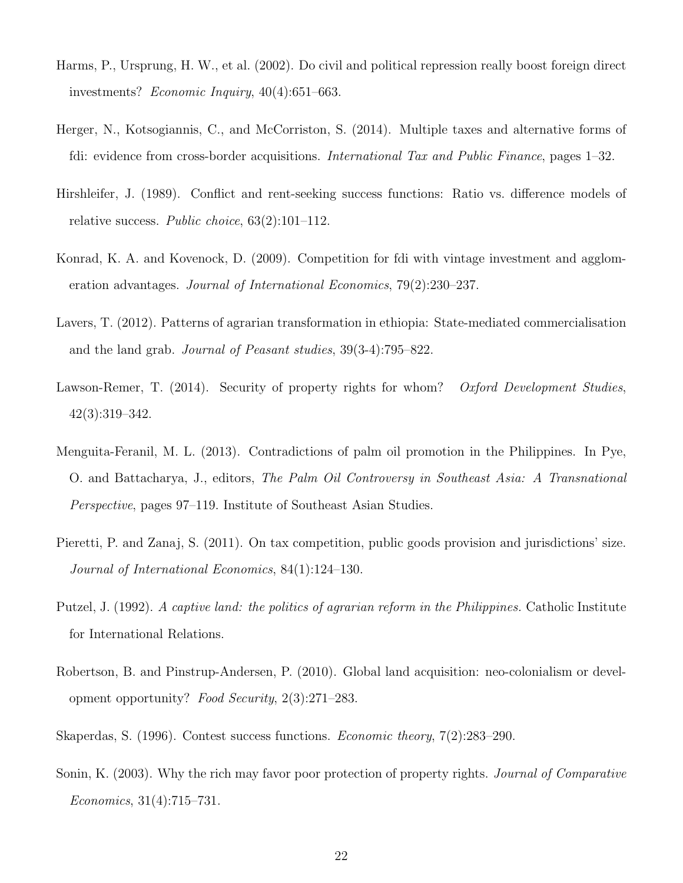Harms, P., Ursprung, H. W., et al. (2002). Do civil and political repression really boost foreign direct investments? *Economic Inquiry*, 40(4):651–663.

Herger, N., Kotsogiannis, C., and McCorriston, S. (2014). Multiple taxes and alternative forms of fdi: evidence from cross-border acquisitions. *International Tax and Public Finance*, pages 1–32.

Hirshleifer, J. (1989). Conflict and rent-seeking success functions: Ratio vs. difference models of relative success. *Public choice*, 63(2):101–112.

Konrad, K. A. and Kovenock, D. (2009). Competition for fdi with vintage investment and agglomeration advantages. *Journal of International Economics*, 79(2):230–237.

Lavers, T. (2012). Patterns of agrarian transformation in ethiopia: State-mediated commercialisation and the land grab. *Journal of Peasant studies*, 39(3-4):795–822.

Lawson-Remer, T. (2014). Security of property rights for whom? *Oxford Development Studies*, 42(3):319–342.

Menguita-Feranil, M. L. (2013). Contradictions of palm oil promotion in the Philippines. In Pye, O. and Battacharya, J., editors, *The Palm Oil Controversy in Southeast Asia: A Transnational Perspective*, pages 97–119. Institute of Southeast Asian Studies.

Pieretti, P. and Zanaj, S. (2011). On tax competition, public goods provision and jurisdictions' size. *Journal of International Economics*, 84(1):124–130.

Putzel, J. (1992). *A captive land: the politics of agrarian reform in the Philippines.* Catholic Institute for International Relations.

Robertson, B. and Pinstrup-Andersen, P. (2010). Global land acquisition: neo-colonialism or development opportunity? *Food Security*, 2(3):271–283.

Skaperdas, S. (1996). Contest success functions. *Economic theory*, 7(2):283–290.

Sonin, K. (2003). Why the rich may favor poor protection of property rights. *Journal of Comparative Economics*, 31(4):715–731.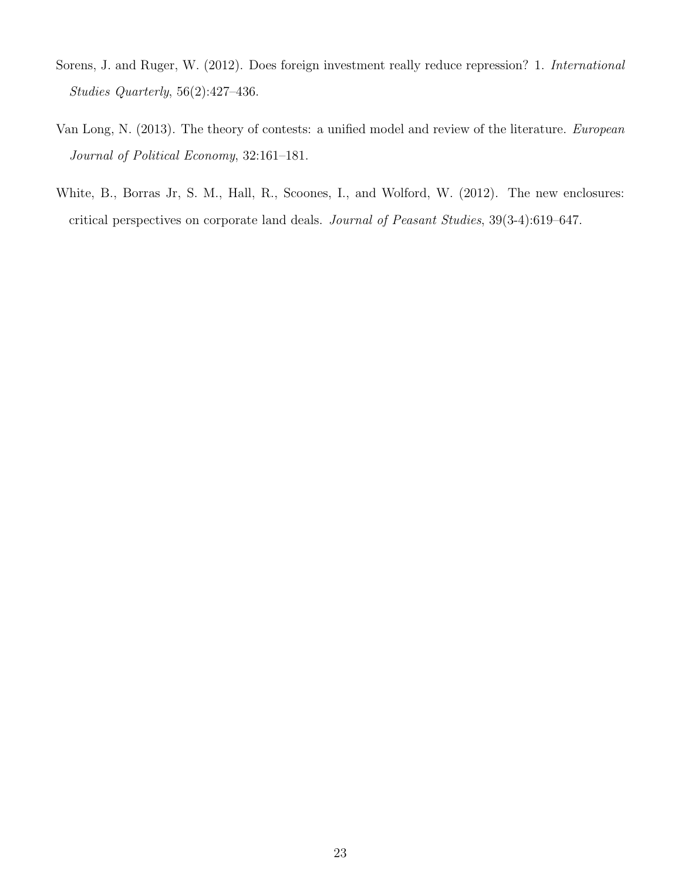Sorens, J. and Ruger, W. (2012). Does foreign investment really reduce repression? 1. *International Studies Quarterly*, 56(2):427–436.

Van Long, N. (2013). The theory of contests: a unified model and review of the literature. *European Journal of Political Economy*, 32:161–181.

White, B., Borras Jr, S. M., Hall, R., Scoones, I., and Wolford, W. (2012). The new enclosures: critical perspectives on corporate land deals. *Journal of Peasant Studies*, 39(3-4):619–647.